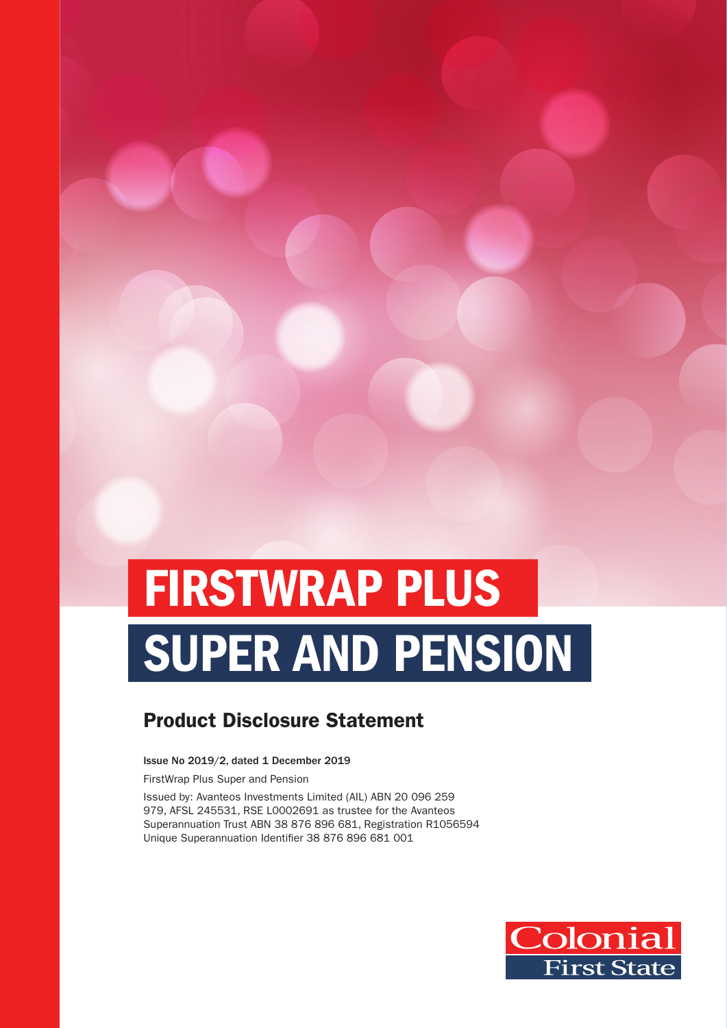# FIRSTWRAP PLUS

# SUPER AND PENSION

## Product Disclosure Statement

**Issue No 2019/2, dated 1 December 2019**

FirstWrap Plus Super and Pension

Issued by: Avanteos Investments Limited (AIL) ABN 20 096 259 979, AFSL 245531, RSE L0002691 as trustee for the Avanteos Superannuation Trust ABN 38 876 896 681, Registration R1056594 Unique Superannuation Identifier 38 876 896 681 001

Colonial First State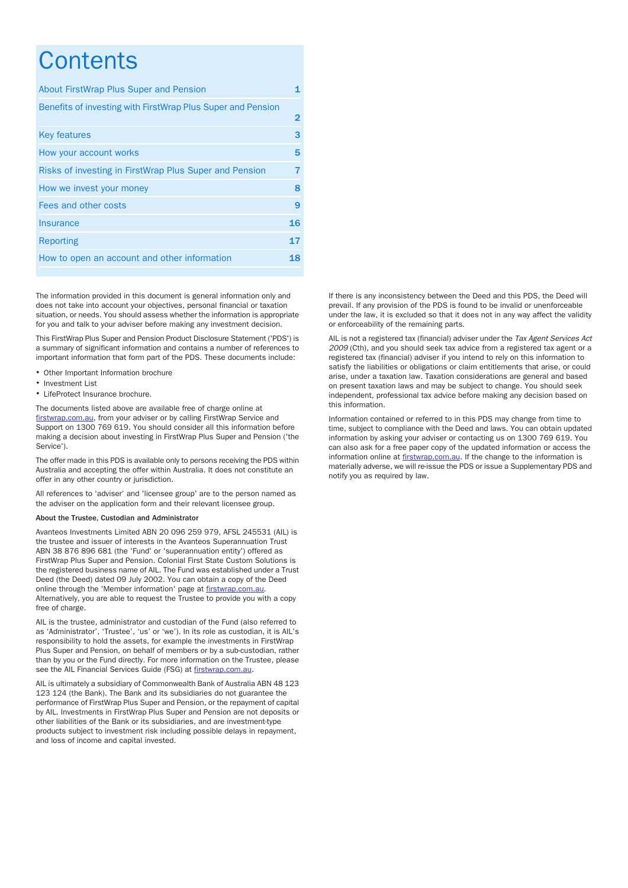# Contents

| | |
|---|---|
| About FirstWrap Plus Super and Pension | 1 |
| Benefits of investing with FirstWrap Plus Super and Pension | 2 |
| Key features | 3 |
| How your account works | 5 |
| Risks of investing in FirstWrap Plus Super and Pension | 7 |
| How we invest your money | 8 |
| Fees and other costs | 9 |
| Insurance | 16 |
| Reporting | 17 |
| How to open an account and other information | 18 |

The information provided in this document is general information only and does not take into account your objectives, personal financial or taxation situation, or needs. You should assess whether the information is appropriate for you and talk to your adviser before making any investment decision.

This FirstWrap Plus Super and Pension Product Disclosure Statement ('PDS') is a summary of significant information and contains a number of references to important information that form part of the PDS. These documents include:

- Other Important Information brochure
- Investment List
- LifeProtect Insurance brochure.

The documents listed above are available free of charge online at firstwrap.com.au, from your adviser or by calling FirstWrap Service and Support on 1300 769 619. You should consider all this information before making a decision about investing in FirstWrap Plus Super and Pension ('the Service').

The offer made in this PDS is available only to persons receiving the PDS within Australia and accepting the offer within Australia. It does not constitute an offer in any other country or jurisdiction.

All references to 'adviser' and 'licensee group' are to the person named as the adviser on the application form and their relevant licensee group.

**About the Trustee, Custodian and Administrator**

Avanteos Investments Limited ABN 20 096 259 979, AFSL 245531 (AIL) is the trustee and issuer of interests in the Avanteos Superannuation Trust ABN 38 876 896 681 (the 'Fund' or 'superannuation entity') offered as FirstWrap Plus Super and Pension. Colonial First State Custom Solutions is the registered business name of AIL. The Fund was established under a Trust Deed (the Deed) dated 09 July 2002. You can obtain a copy of the Deed online through the 'Member information' page at firstwrap.com.au. Alternatively, you are able to request the Trustee to provide you with a copy free of charge.

AIL is the trustee, administrator and custodian of the Fund (also referred to as 'Administrator', 'Trustee', 'us' or 'we'). In its role as custodian, it is AIL's responsibility to hold the assets, for example the investments in FirstWrap Plus Super and Pension, on behalf of members or by a sub-custodian, rather than by you or the Fund directly. For more information on the Trustee, please see the AIL Financial Services Guide (FSG) at firstwrap.com.au.

AIL is ultimately a subsidiary of Commonwealth Bank of Australia ABN 48 123 123 124 (the Bank). The Bank and its subsidiaries do not guarantee the performance of FirstWrap Plus Super and Pension, or the repayment of capital by AIL. Investments in FirstWrap Plus Super and Pension are not deposits or other liabilities of the Bank or its subsidiaries, and are investment-type products subject to investment risk including possible delays in repayment, and loss of income and capital invested.

If there is any inconsistency between the Deed and this PDS, the Deed will prevail. If any provision of the PDS is found to be invalid or unenforceable under the law, it is excluded so that it does not in any way affect the validity or enforceability of the remaining parts.

AIL is not a registered tax (financial) adviser under the *Tax Agent Services Act 2009* (Cth), and you should seek tax advice from a registered tax agent or a registered tax (financial) adviser if you intend to rely on this information to satisfy the liabilities or obligations or claim entitlements that arise, or could arise, under a taxation law. Taxation considerations are general and based on present taxation laws and may be subject to change. You should seek independent, professional tax advice before making any decision based on this information.

Information contained or referred to in this PDS may change from time to time, subject to compliance with the Deed and laws. You can obtain updated information by asking your adviser or contacting us on 1300 769 619. You can also ask for a free paper copy of the updated information or access the information online at firstwrap.com.au. If the change to the information is materially adverse, we will re-issue the PDS or issue a Supplementary PDS and notify you as required by law.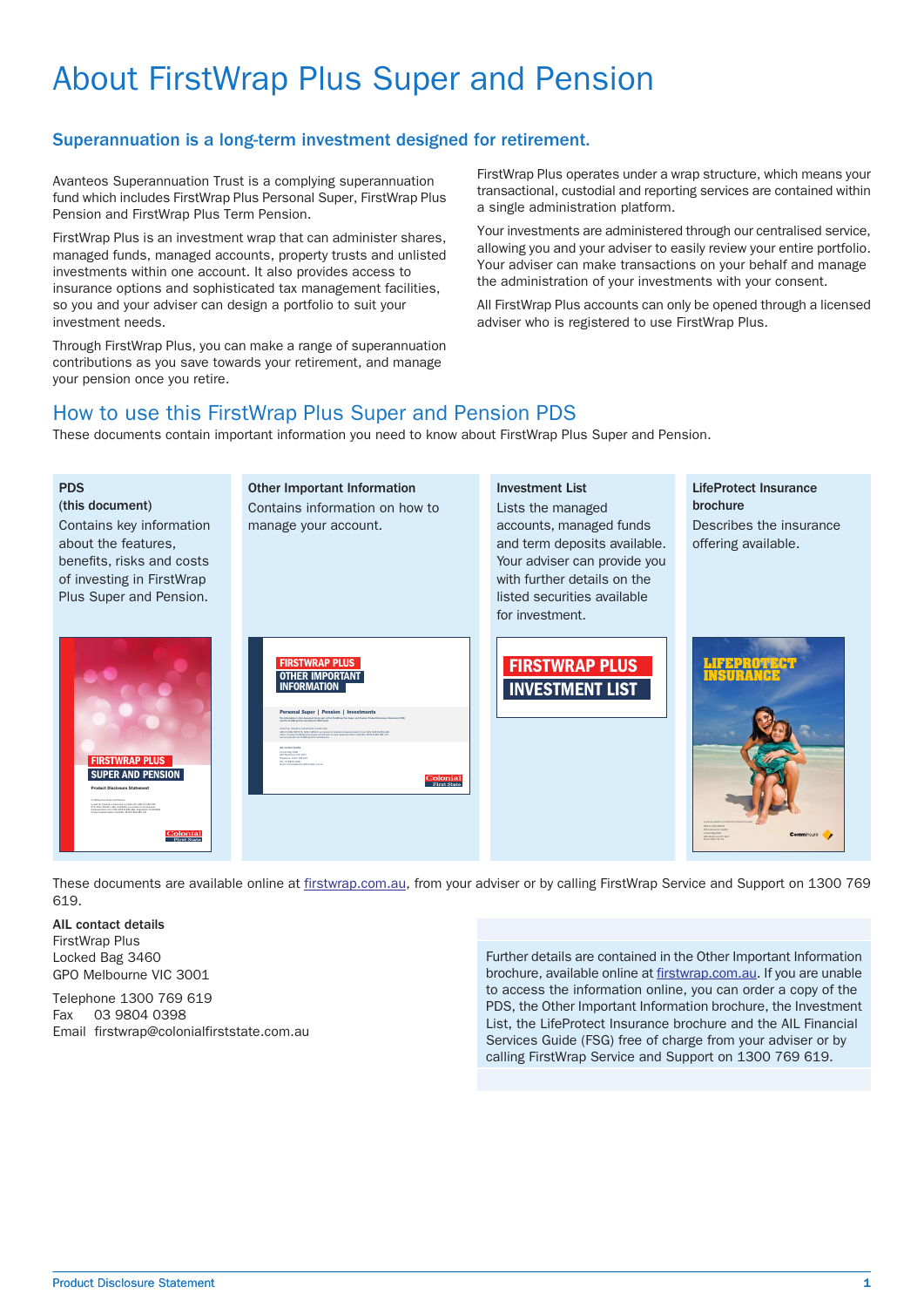# About FirstWrap Plus Super and Pension

## Superannuation is a long-term investment designed for retirement.

Avanteos Superannuation Trust is a complying superannuation fund which includes FirstWrap Plus Personal Super, FirstWrap Plus Pension and FirstWrap Plus Term Pension.

FirstWrap Plus is an investment wrap that can administer shares, managed funds, managed accounts, property trusts and unlisted investments within one account. It also provides access to insurance options and sophisticated tax management facilities, so you and your adviser can design a portfolio to suit your investment needs.

Through FirstWrap Plus, you can make a range of superannuation contributions as you save towards your retirement, and manage your pension once you retire.

FirstWrap Plus operates under a wrap structure, which means your transactional, custodial and reporting services are contained within a single administration platform.

Your investments are administered through our centralised service, allowing you and your adviser to easily review your entire portfolio. Your adviser can make transactions on your behalf and manage the administration of your investments with your consent.

All FirstWrap Plus accounts can only be opened through a licensed adviser who is registered to use FirstWrap Plus.

# How to use this FirstWrap Plus Super and Pension PDS

These documents contain important information you need to know about FirstWrap Plus Super and Pension.

**PDS (this document)**
Contains key information about the features, benefits, risks and costs of investing in FirstWrap Plus Super and Pension.

**Other Important Information**
Contains information on how to manage your account.

**Investment List**
Lists the managed accounts, managed funds and term deposits available. Your adviser can provide you with further details on the listed securities available for investment.

**LifeProtect Insurance brochure**
Describes the insurance offering available.

These documents are available online at firstwrap.com.au, from your adviser or by calling FirstWrap Service and Support on 1300 769 619.

**AIL contact details**
FirstWrap Plus
Locked Bag 3460
GPO Melbourne VIC 3001

Telephone 1300 769 619
Fax 03 9804 0398
Email firstwrap@colonialfirststate.com.au

Further details are contained in the Other Important Information brochure, available online at firstwrap.com.au. If you are unable to access the information online, you can order a copy of the PDS, the Other Important Information brochure, the Investment List, the LifeProtect Insurance brochure and the AIL Financial Services Guide (FSG) free of charge from your adviser or by calling FirstWrap Service and Support on 1300 769 619.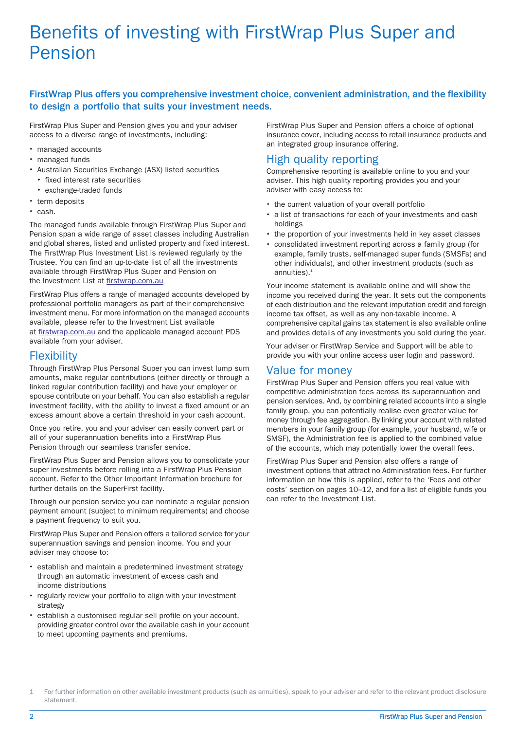# Benefits of investing with FirstWrap Plus Super and Pension

**FirstWrap Plus offers you comprehensive investment choice, convenient administration, and the flexibility to design a portfolio that suits your investment needs.**

FirstWrap Plus Super and Pension gives you and your adviser access to a diverse range of investments, including:

- managed accounts
- managed funds
- Australian Securities Exchange (ASX) listed securities
  - fixed interest rate securities
  - exchange-traded funds
- term deposits
- cash.

The managed funds available through FirstWrap Plus Super and Pension span a wide range of asset classes including Australian and global shares, listed and unlisted property and fixed interest. The FirstWrap Plus Investment List is reviewed regularly by the Trustee. You can find an up-to-date list of all the investments available through FirstWrap Plus Super and Pension on the Investment List at firstwrap.com.au

FirstWrap Plus offers a range of managed accounts developed by professional portfolio managers as part of their comprehensive investment menu. For more information on the managed accounts available, please refer to the Investment List available at firstwrap.com.au and the applicable managed account PDS available from your adviser.

## Flexibility

Through FirstWrap Plus Personal Super you can invest lump sum amounts, make regular contributions (either directly or through a linked regular contribution facility) and have your employer or spouse contribute on your behalf. You can also establish a regular investment facility, with the ability to invest a fixed amount or an excess amount above a certain threshold in your cash account.

Once you retire, you and your adviser can easily convert part or all of your superannuation benefits into a FirstWrap Plus Pension through our seamless transfer service.

FirstWrap Plus Super and Pension allows you to consolidate your super investments before rolling into a FirstWrap Plus Pension account. Refer to the Other Important Information brochure for further details on the SuperFirst facility.

Through our pension service you can nominate a regular pension payment amount (subject to minimum requirements) and choose a payment frequency to suit you.

FirstWrap Plus Super and Pension offers a tailored service for your superannuation savings and pension income. You and your adviser may choose to:

- establish and maintain a predetermined investment strategy through an automatic investment of excess cash and income distributions
- regularly review your portfolio to align with your investment strategy
- establish a customised regular sell profile on your account, providing greater control over the available cash in your account to meet upcoming payments and premiums.

FirstWrap Plus Super and Pension offers a choice of optional insurance cover, including access to retail insurance products and an integrated group insurance offering.

## High quality reporting

Comprehensive reporting is available online to you and your adviser. This high quality reporting provides you and your adviser with easy access to:

- the current valuation of your overall portfolio
- a list of transactions for each of your investments and cash holdings
- the proportion of your investments held in key asset classes
- consolidated investment reporting across a family group (for example, family trusts, self-managed super funds (SMSFs) and other individuals), and other investment products (such as annuities).[1]

Your income statement is available online and will show the income you received during the year. It sets out the components of each distribution and the relevant imputation credit and foreign income tax offset, as well as any non-taxable income. A comprehensive capital gains tax statement is also available online and provides details of any investments you sold during the year.

Your adviser or FirstWrap Service and Support will be able to provide you with your online access user login and password.

## Value for money

FirstWrap Plus Super and Pension offers you real value with competitive administration fees across its superannuation and pension services. And, by combining related accounts into a single family group, you can potentially realise even greater value for money through fee aggregation. By linking your account with related members in your family group (for example, your husband, wife or SMSF), the Administration fee is applied to the combined value of the accounts, which may potentially lower the overall fees.

FirstWrap Plus Super and Pension also offers a range of investment options that attract no Administration fees. For further information on how this is applied, refer to the 'Fees and other costs' section on pages 10–12, and for a list of eligible funds you can refer to the Investment List.

1 For further information on other available investment products (such as annuities), speak to your adviser and refer to the relevant product disclosure statement.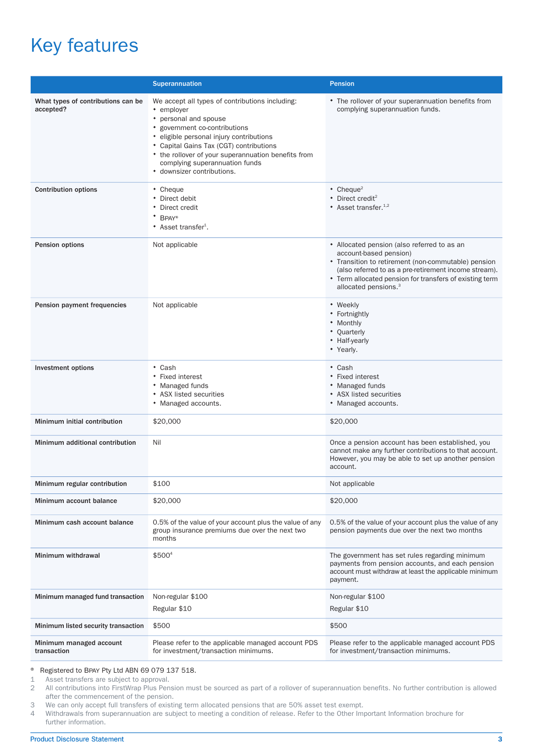# Key features

| | Superannuation | Pension |
|---|---|---|
| **What types of contributions can be accepted?** | We accept all types of contributions including:<br>• employer<br>• personal and spouse<br>• government co-contributions<br>• eligible personal injury contributions<br>• Capital Gains Tax (CGT) contributions<br>• the rollover of your superannuation benefits from complying superannuation funds<br>• downsizer contributions. | • The rollover of your superannuation benefits from complying superannuation funds. |
| **Contribution options** | • Cheque<br>• Direct debit<br>• Direct credit<br>• BPAY®<br>• Asset transfer[1]. | • Cheque[2]<br>• Direct credit[2]<br>• Asset transfer.[1,2] |
| **Pension options** | Not applicable | • Allocated pension (also referred to as an account-based pension)<br>• Transition to retirement (non-commutable) pension (also referred to as a pre-retirement income stream).<br>• Term allocated pension for transfers of existing term allocated pensions.[3] |
| **Pension payment frequencies** | Not applicable | • Weekly<br>• Fortnightly<br>• Monthly<br>• Quarterly<br>• Half-yearly<br>• Yearly. |
| **Investment options** | • Cash<br>• Fixed interest<br>• Managed funds<br>• ASX listed securities<br>• Managed accounts. | • Cash<br>• Fixed interest<br>• Managed funds<br>• ASX listed securities<br>• Managed accounts. |
| **Minimum initial contribution** | $20,000 | $20,000 |
| **Minimum additional contribution** | Nil | Once a pension account has been established, you cannot make any further contributions to that account. However, you may be able to set up another pension account. |
| **Minimum regular contribution** | $100 | Not applicable |
| **Minimum account balance** | $20,000 | $20,000 |
| **Minimum cash account balance** | 0.5% of the value of your account plus the value of any group insurance premiums due over the next two months | 0.5% of the value of your account plus the value of any pension payments due over the next two months |
| **Minimum withdrawal** | $500[4] | The government has set rules regarding minimum payments from pension accounts, and each pension account must withdraw at least the applicable minimum payment. |
| **Minimum managed fund transaction** | Non-regular $100<br>Regular $10 | Non-regular $100<br>Regular $10 |
| **Minimum listed security transaction** | $500 | $500 |
| **Minimum managed account transaction** | Please refer to the applicable managed account PDS for investment/transaction minimums. | Please refer to the applicable managed account PDS for investment/transaction minimums. |

® Registered to BPAY Pty Ltd ABN 69 079 137 518.

1 Asset transfers are subject to approval.

2 All contributions into FirstWrap Plus Pension must be sourced as part of a rollover of superannuation benefits. No further contribution is allowed after the commencement of the pension.

3 We can only accept full transfers of existing term allocated pensions that are 50% asset test exempt.

4 Withdrawals from superannuation are subject to meeting a condition of release. Refer to the Other Important Information brochure for further information.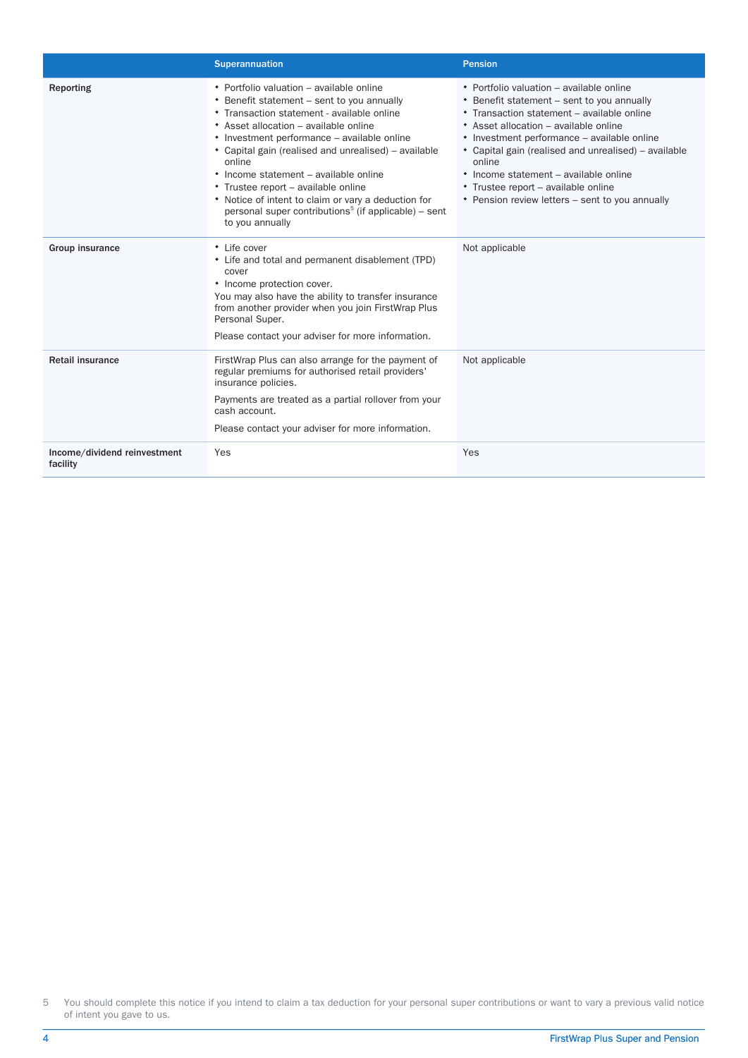| | Superannuation | Pension |
|---|---|---|
| **Reporting** | • Portfolio valuation – available online<br>• Benefit statement – sent to you annually<br>• Transaction statement - available online<br>• Asset allocation – available online<br>• Investment performance – available online<br>• Capital gain (realised and unrealised) – available online<br>• Income statement – available online<br>• Trustee report – available online<br>• Notice of intent to claim or vary a deduction for personal super contributions[5] (if applicable) – sent to you annually | • Portfolio valuation – available online<br>• Benefit statement – sent to you annually<br>• Transaction statement – available online<br>• Asset allocation – available online<br>• Investment performance – available online<br>• Capital gain (realised and unrealised) – available online<br>• Income statement – available online<br>• Trustee report – available online<br>• Pension review letters – sent to you annually |
| **Group insurance** | • Life cover<br>• Life and total and permanent disablement (TPD) cover<br>• Income protection cover.<br>You may also have the ability to transfer insurance from another provider when you join FirstWrap Plus Personal Super.<br><br>Please contact your adviser for more information. | Not applicable |
| **Retail insurance** | FirstWrap Plus can also arrange for the payment of regular premiums for authorised retail providers' insurance policies.<br><br>Payments are treated as a partial rollover from your cash account.<br><br>Please contact your adviser for more information. | Not applicable |
| **Income/dividend reinvestment facility** | Yes | Yes |

5 You should complete this notice if you intend to claim a tax deduction for your personal super contributions or want to vary a previous valid notice of intent you gave to us.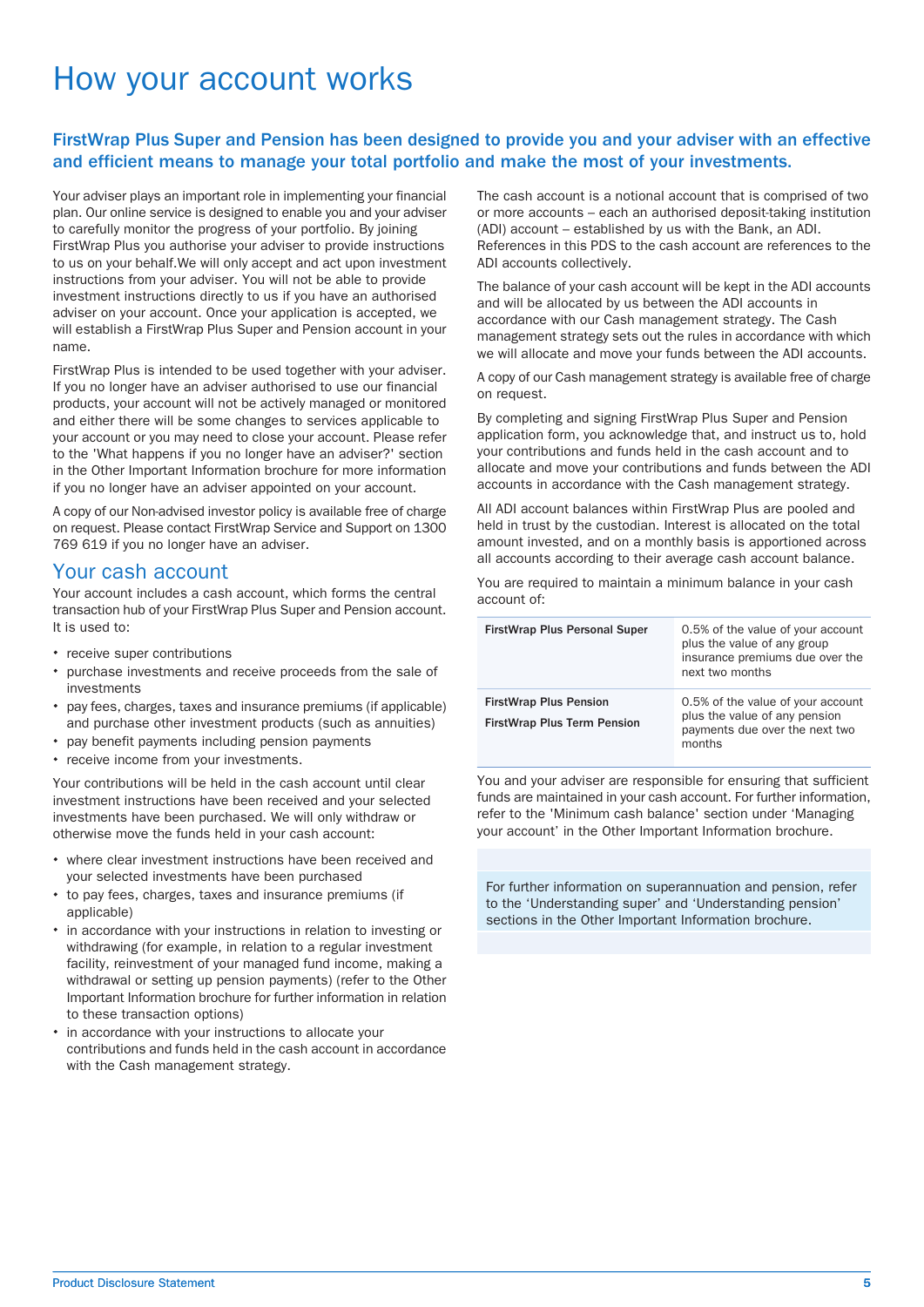# How your account works

## FirstWrap Plus Super and Pension has been designed to provide you and your adviser with an effective and efficient means to manage your total portfolio and make the most of your investments.

Your adviser plays an important role in implementing your financial plan. Our online service is designed to enable you and your adviser to carefully monitor the progress of your portfolio. By joining FirstWrap Plus you authorise your adviser to provide instructions to us on your behalf.We will only accept and act upon investment instructions from your adviser. You will not be able to provide investment instructions directly to us if you have an authorised adviser on your account. Once your application is accepted, we will establish a FirstWrap Plus Super and Pension account in your name.

FirstWrap Plus is intended to be used together with your adviser. If you no longer have an adviser authorised to use our financial products, your account will not be actively managed or monitored and either there will be some changes to services applicable to your account or you may need to close your account. Please refer to the 'What happens if you no longer have an adviser?' section in the Other Important Information brochure for more information if you no longer have an adviser appointed on your account.

A copy of our Non-advised investor policy is available free of charge on request. Please contact FirstWrap Service and Support on 1300 769 619 if you no longer have an adviser.

## Your cash account

Your account includes a cash account, which forms the central transaction hub of your FirstWrap Plus Super and Pension account. It is used to:

- receive super contributions
- purchase investments and receive proceeds from the sale of investments
- pay fees, charges, taxes and insurance premiums (if applicable) and purchase other investment products (such as annuities)
- pay benefit payments including pension payments
- receive income from your investments.

Your contributions will be held in the cash account until clear investment instructions have been received and your selected investments have been purchased. We will only withdraw or otherwise move the funds held in your cash account:

- where clear investment instructions have been received and your selected investments have been purchased
- to pay fees, charges, taxes and insurance premiums (if applicable)
- in accordance with your instructions in relation to investing or withdrawing (for example, in relation to a regular investment facility, reinvestment of your managed fund income, making a withdrawal or setting up pension payments) (refer to the Other Important Information brochure for further information in relation to these transaction options)
- in accordance with your instructions to allocate your contributions and funds held in the cash account in accordance with the Cash management strategy.

The cash account is a notional account that is comprised of two or more accounts – each an authorised deposit-taking institution (ADI) account – established by us with the Bank, an ADI. References in this PDS to the cash account are references to the ADI accounts collectively.

The balance of your cash account will be kept in the ADI accounts and will be allocated by us between the ADI accounts in accordance with our Cash management strategy. The Cash management strategy sets out the rules in accordance with which we will allocate and move your funds between the ADI accounts.

A copy of our Cash management strategy is available free of charge on request.

By completing and signing FirstWrap Plus Super and Pension application form, you acknowledge that, and instruct us to, hold your contributions and funds held in the cash account and to allocate and move your contributions and funds between the ADI accounts in accordance with the Cash management strategy.

All ADI account balances within FirstWrap Plus are pooled and held in trust by the custodian. Interest is allocated on the total amount invested, and on a monthly basis is apportioned across all accounts according to their average cash account balance.

You are required to maintain a minimum balance in your cash account of:

| Account | Minimum balance |
|---|---|
| **FirstWrap Plus Personal Super** | 0.5% of the value of your account plus the value of any group insurance premiums due over the next two months |
| **FirstWrap Plus Pension**<br>**FirstWrap Plus Term Pension** | 0.5% of the value of your account plus the value of any pension payments due over the next two months |

You and your adviser are responsible for ensuring that sufficient funds are maintained in your cash account. For further information, refer to the 'Minimum cash balance' section under 'Managing your account' in the Other Important Information brochure.

For further information on superannuation and pension, refer to the 'Understanding super' and 'Understanding pension' sections in the Other Important Information brochure.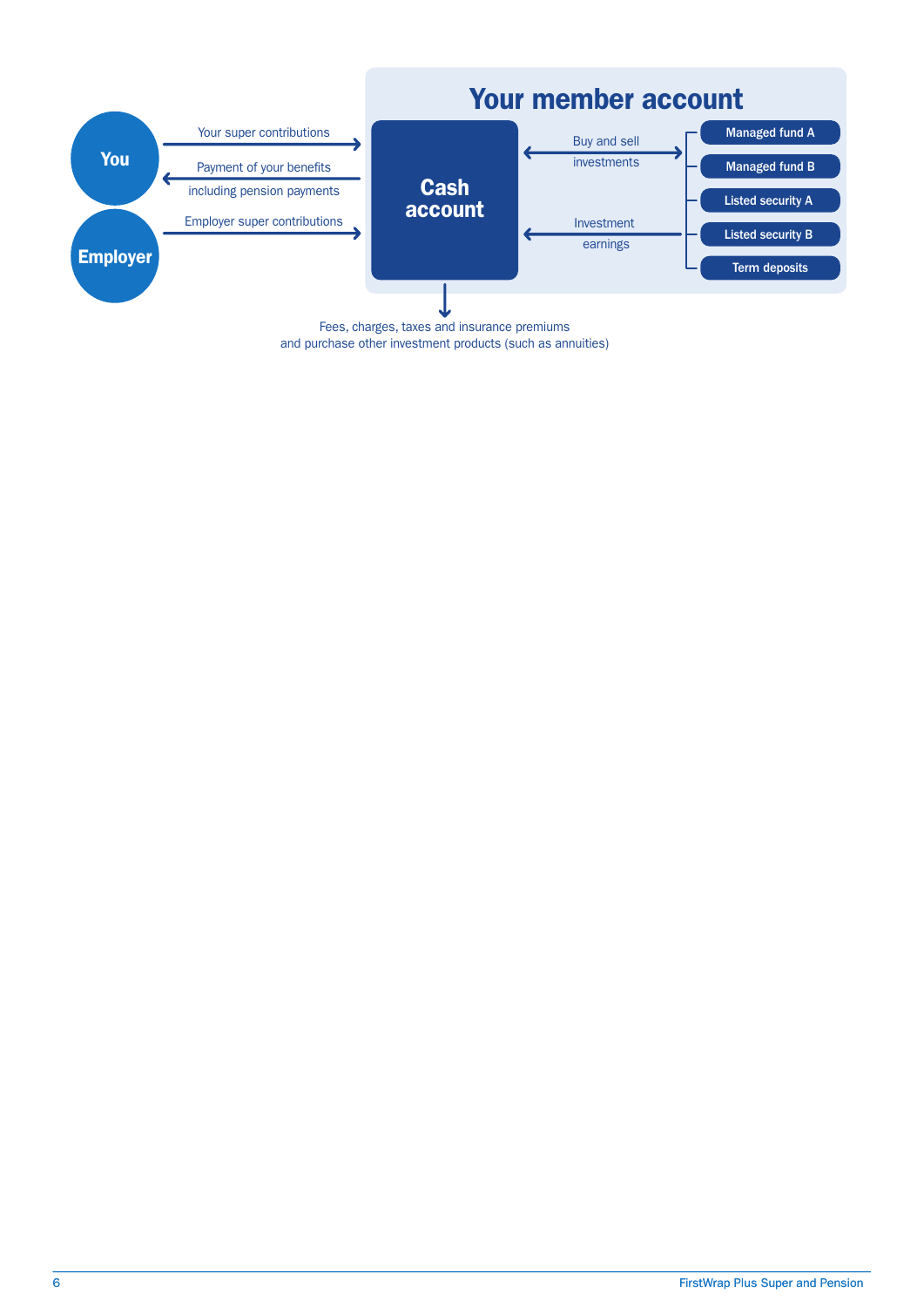## Your member account

**You**

**Employer**

- Your super contributions → **Cash account**
- **Cash account** → Payment of your benefits including pension payments → **You**
- **Employer** → Employer super contributions → **Cash account**

**Cash account**

- Buy and sell investments ↔ Managed fund A, Managed fund B, Listed security A, Listed security B, Term deposits
- Investment earnings → **Cash account**
- **Cash account** → Fees, charges, taxes and insurance premiums and purchase other investment products (such as annuities)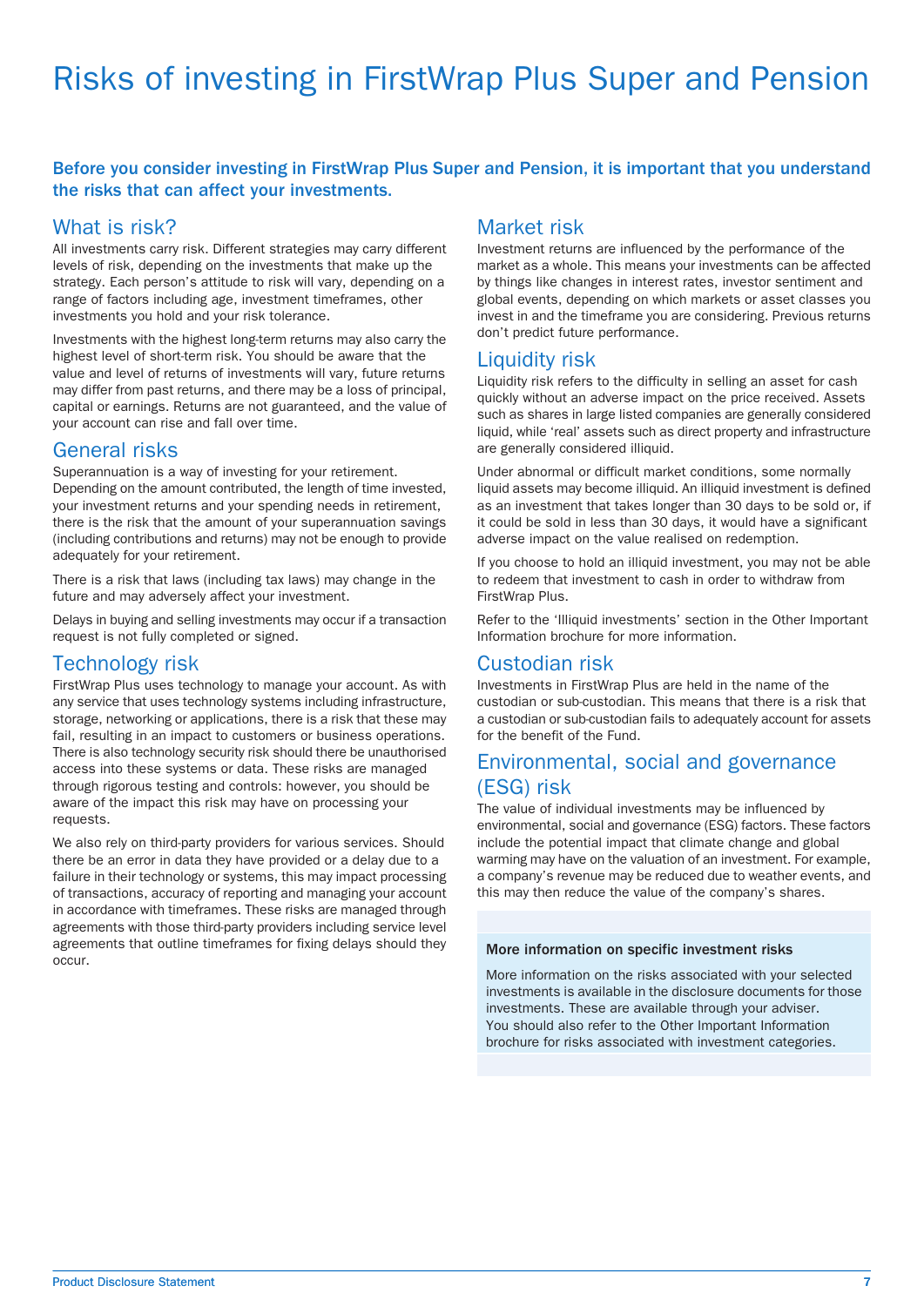# Risks of investing in FirstWrap Plus Super and Pension

**Before you consider investing in FirstWrap Plus Super and Pension, it is important that you understand the risks that can affect your investments.**

## What is risk?

All investments carry risk. Different strategies may carry different levels of risk, depending on the investments that make up the strategy. Each person's attitude to risk will vary, depending on a range of factors including age, investment timeframes, other investments you hold and your risk tolerance.

Investments with the highest long-term returns may also carry the highest level of short-term risk. You should be aware that the value and level of returns of investments will vary, future returns may differ from past returns, and there may be a loss of principal, capital or earnings. Returns are not guaranteed, and the value of your account can rise and fall over time.

## General risks

Superannuation is a way of investing for your retirement. Depending on the amount contributed, the length of time invested, your investment returns and your spending needs in retirement, there is the risk that the amount of your superannuation savings (including contributions and returns) may not be enough to provide adequately for your retirement.

There is a risk that laws (including tax laws) may change in the future and may adversely affect your investment.

Delays in buying and selling investments may occur if a transaction request is not fully completed or signed.

## Technology risk

FirstWrap Plus uses technology to manage your account. As with any service that uses technology systems including infrastructure, storage, networking or applications, there is a risk that these may fail, resulting in an impact to customers or business operations. There is also technology security risk should there be unauthorised access into these systems or data. These risks are managed through rigorous testing and controls: however, you should be aware of the impact this risk may have on processing your requests.

We also rely on third-party providers for various services. Should there be an error in data they have provided or a delay due to a failure in their technology or systems, this may impact processing of transactions, accuracy of reporting and managing your account in accordance with timeframes. These risks are managed through agreements with those third-party providers including service level agreements that outline timeframes for fixing delays should they occur.

## Market risk

Investment returns are influenced by the performance of the market as a whole. This means your investments can be affected by things like changes in interest rates, investor sentiment and global events, depending on which markets or asset classes you invest in and the timeframe you are considering. Previous returns don't predict future performance.

## Liquidity risk

Liquidity risk refers to the difficulty in selling an asset for cash quickly without an adverse impact on the price received. Assets such as shares in large listed companies are generally considered liquid, while 'real' assets such as direct property and infrastructure are generally considered illiquid.

Under abnormal or difficult market conditions, some normally liquid assets may become illiquid. An illiquid investment is defined as an investment that takes longer than 30 days to be sold or, if it could be sold in less than 30 days, it would have a significant adverse impact on the value realised on redemption.

If you choose to hold an illiquid investment, you may not be able to redeem that investment to cash in order to withdraw from FirstWrap Plus.

Refer to the 'Illiquid investments' section in the Other Important Information brochure for more information.

## Custodian risk

Investments in FirstWrap Plus are held in the name of the custodian or sub-custodian. This means that there is a risk that a custodian or sub-custodian fails to adequately account for assets for the benefit of the Fund.

## Environmental, social and governance (ESG) risk

The value of individual investments may be influenced by environmental, social and governance (ESG) factors. These factors include the potential impact that climate change and global warming may have on the valuation of an investment. For example, a company's revenue may be reduced due to weather events, and this may then reduce the value of the company's shares.

**More information on specific investment risks**

More information on the risks associated with your selected investments is available in the disclosure documents for those investments. These are available through your adviser. You should also refer to the Other Important Information brochure for risks associated with investment categories.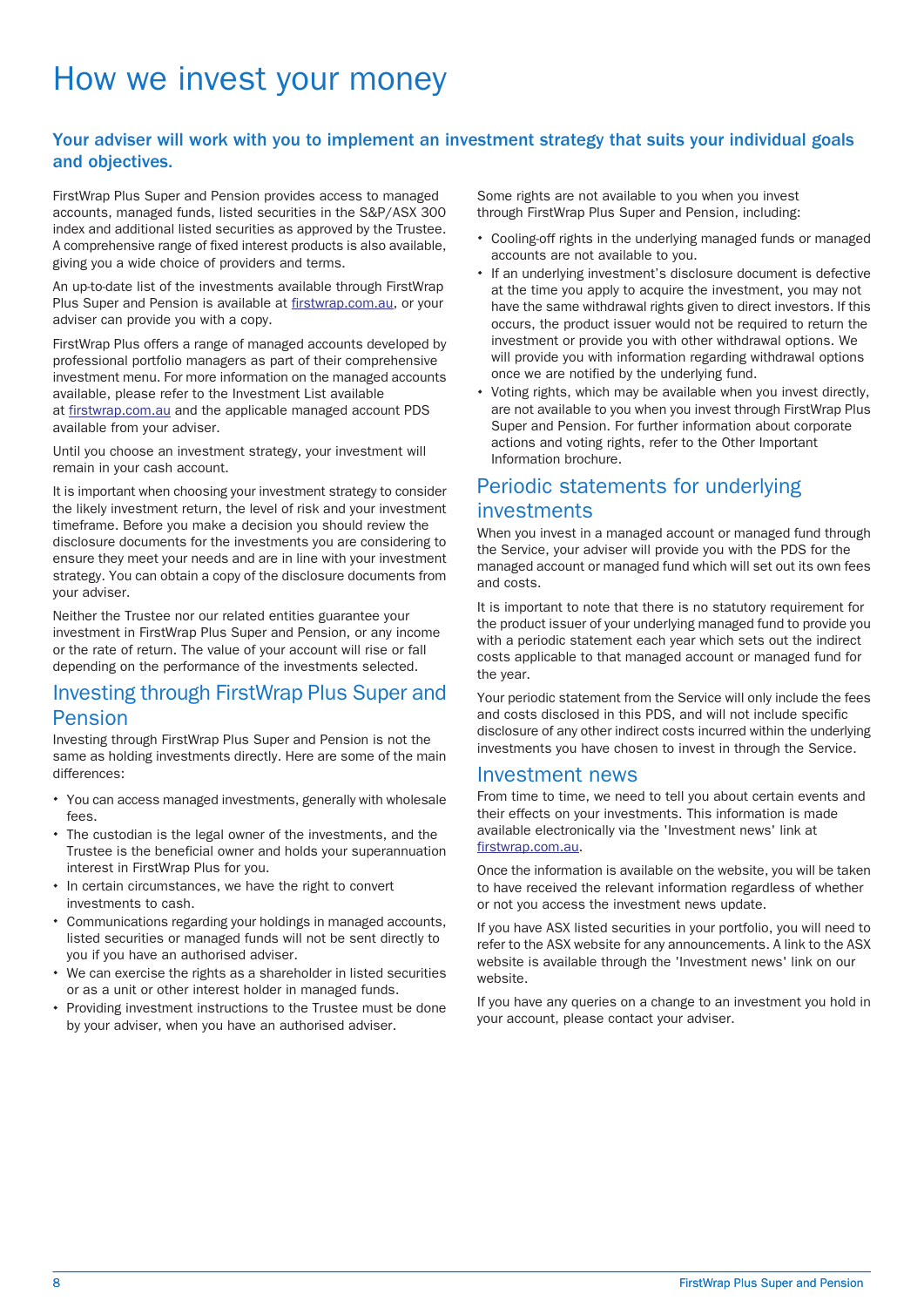# How we invest your money

## Your adviser will work with you to implement an investment strategy that suits your individual goals and objectives.

FirstWrap Plus Super and Pension provides access to managed accounts, managed funds, listed securities in the S&P/ASX 300 index and additional listed securities as approved by the Trustee. A comprehensive range of fixed interest products is also available, giving you a wide choice of providers and terms.

An up-to-date list of the investments available through FirstWrap Plus Super and Pension is available at firstwrap.com.au, or your adviser can provide you with a copy.

FirstWrap Plus offers a range of managed accounts developed by professional portfolio managers as part of their comprehensive investment menu. For more information on the managed accounts available, please refer to the Investment List available at firstwrap.com.au and the applicable managed account PDS available from your adviser.

Until you choose an investment strategy, your investment will remain in your cash account.

It is important when choosing your investment strategy to consider the likely investment return, the level of risk and your investment timeframe. Before you make a decision you should review the disclosure documents for the investments you are considering to ensure they meet your needs and are in line with your investment strategy. You can obtain a copy of the disclosure documents from your adviser.

Neither the Trustee nor our related entities guarantee your investment in FirstWrap Plus Super and Pension, or any income or the rate of return. The value of your account will rise or fall depending on the performance of the investments selected.

## Investing through FirstWrap Plus Super and Pension

Investing through FirstWrap Plus Super and Pension is not the same as holding investments directly. Here are some of the main differences:

- You can access managed investments, generally with wholesale fees.
- The custodian is the legal owner of the investments, and the Trustee is the beneficial owner and holds your superannuation interest in FirstWrap Plus for you.
- In certain circumstances, we have the right to convert investments to cash.
- Communications regarding your holdings in managed accounts, listed securities or managed funds will not be sent directly to you if you have an authorised adviser.
- We can exercise the rights as a shareholder in listed securities or as a unit or other interest holder in managed funds.
- Providing investment instructions to the Trustee must be done by your adviser, when you have an authorised adviser.

Some rights are not available to you when you invest through FirstWrap Plus Super and Pension, including:

- Cooling-off rights in the underlying managed funds or managed accounts are not available to you.
- If an underlying investment's disclosure document is defective at the time you apply to acquire the investment, you may not have the same withdrawal rights given to direct investors. If this occurs, the product issuer would not be required to return the investment or provide you with other withdrawal options. We will provide you with information regarding withdrawal options once we are notified by the underlying fund.
- Voting rights, which may be available when you invest directly, are not available to you when you invest through FirstWrap Plus Super and Pension. For further information about corporate actions and voting rights, refer to the Other Important Information brochure.

## Periodic statements for underlying investments

When you invest in a managed account or managed fund through the Service, your adviser will provide you with the PDS for the managed account or managed fund which will set out its own fees and costs.

It is important to note that there is no statutory requirement for the product issuer of your underlying managed fund to provide you with a periodic statement each year which sets out the indirect costs applicable to that managed account or managed fund for the year.

Your periodic statement from the Service will only include the fees and costs disclosed in this PDS, and will not include specific disclosure of any other indirect costs incurred within the underlying investments you have chosen to invest in through the Service.

## Investment news

From time to time, we need to tell you about certain events and their effects on your investments. This information is made available electronically via the 'Investment news' link at firstwrap.com.au.

Once the information is available on the website, you will be taken to have received the relevant information regardless of whether or not you access the investment news update.

If you have ASX listed securities in your portfolio, you will need to refer to the ASX website for any announcements. A link to the ASX website is available through the 'Investment news' link on our website.

If you have any queries on a change to an investment you hold in your account, please contact your adviser.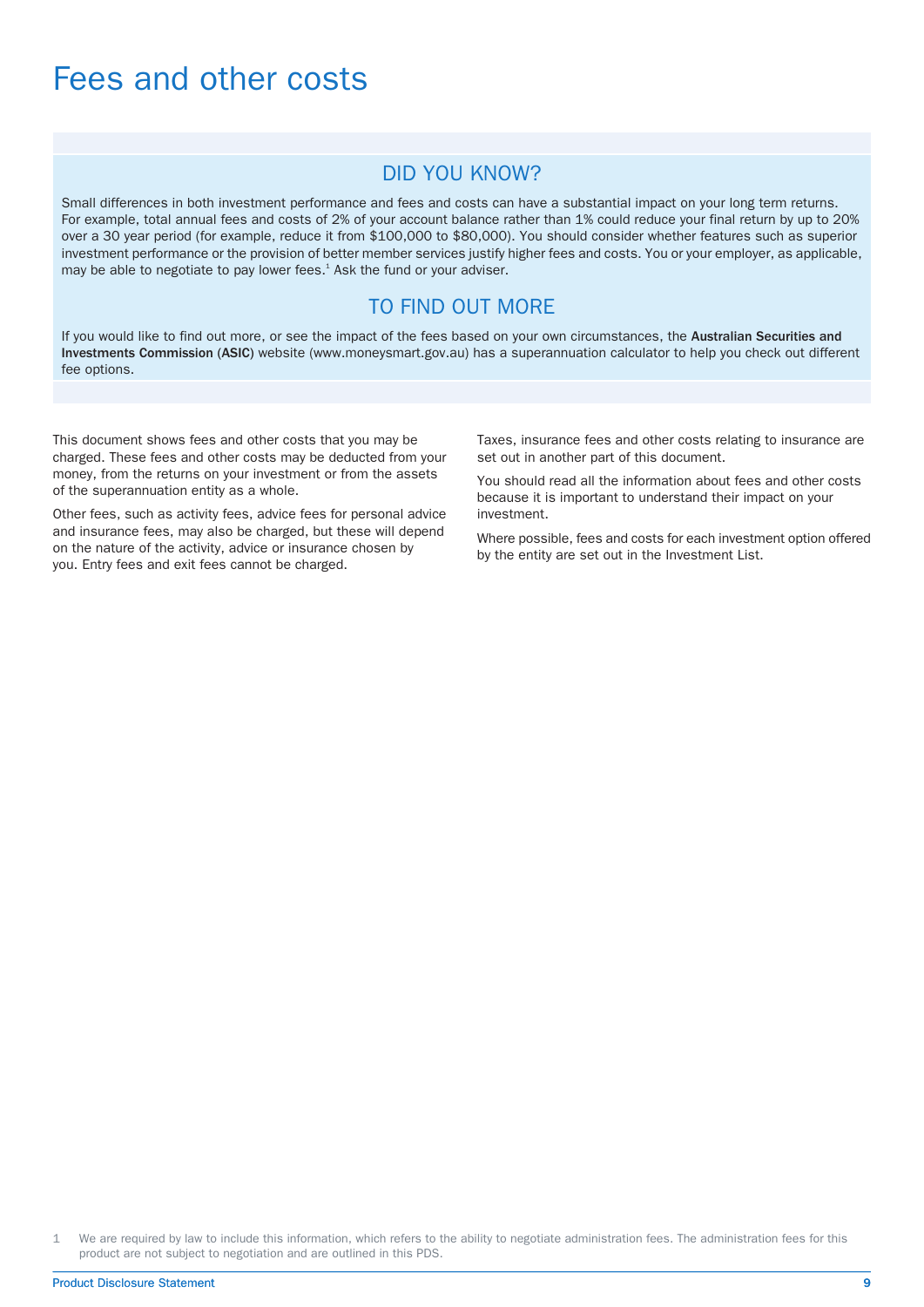# Fees and other costs

## DID YOU KNOW?

Small differences in both investment performance and fees and costs can have a substantial impact on your long term returns. For example, total annual fees and costs of 2% of your account balance rather than 1% could reduce your final return by up to 20% over a 30 year period (for example, reduce it from $100,000 to $80,000). You should consider whether features such as superior investment performance or the provision of better member services justify higher fees and costs. You or your employer, as applicable, may be able to negotiate to pay lower fees.[1] Ask the fund or your adviser.

## TO FIND OUT MORE

If you would like to find out more, or see the impact of the fees based on your own circumstances, the **Australian Securities and Investments Commission** (**ASIC**) website (www.moneysmart.gov.au) has a superannuation calculator to help you check out different fee options.

This document shows fees and other costs that you may be charged. These fees and other costs may be deducted from your money, from the returns on your investment or from the assets of the superannuation entity as a whole.

Other fees, such as activity fees, advice fees for personal advice and insurance fees, may also be charged, but these will depend on the nature of the activity, advice or insurance chosen by you. Entry fees and exit fees cannot be charged.

Taxes, insurance fees and other costs relating to insurance are set out in another part of this document.

You should read all the information about fees and other costs because it is important to understand their impact on your investment.

Where possible, fees and costs for each investment option offered by the entity are set out in the Investment List.

1 We are required by law to include this information, which refers to the ability to negotiate administration fees. The administration fees for this product are not subject to negotiation and are outlined in this PDS.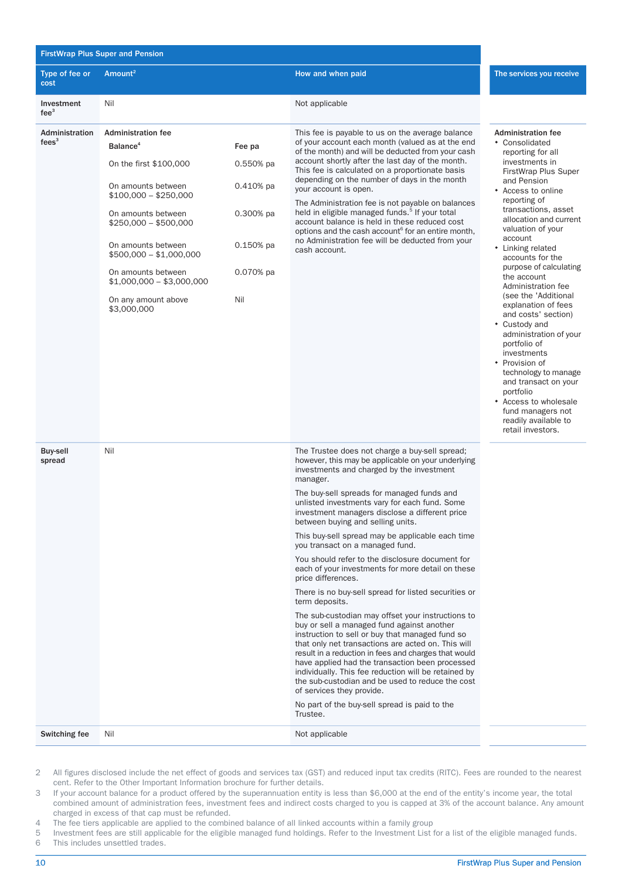| FirstWrap Plus Super and Pension | | | |
|---|---|---|---|
| **Type of fee or cost** | **Amount**[2] | **How and when paid** | **The services you receive** |
| **Investment fee**[3] | Nil | Not applicable | |
| **Administration fees**[3] | **Administration fee**<br>**Balance**[4] — **Fee pa**<br>On the first $100,000 — 0.550% pa<br>On amounts between $100,000 – $250,000 — 0.410% pa<br>On amounts between $250,000 – $500,000 — 0.300% pa<br>On amounts between $500,000 – $1,000,000 — 0.150% pa<br>On amounts between $1,000,000 – $3,000,000 — 0.070% pa<br>On any amount above $3,000,000 — Nil | This fee is payable to us on the average balance of your account each month (valued as at the end of the month) and will be deducted from your cash account shortly after the last day of the month. This fee is calculated on a proportionate basis depending on the number of days in the month your account is open.<br><br>The Administration fee is not payable on balances held in eligible managed funds.[5] If your total account balance is held in these reduced cost options and the cash account[6] for an entire month, no Administration fee will be deducted from your cash account. | **Administration fee**<br>• Consolidated reporting for all investments in FirstWrap Plus Super and Pension<br>• Access to online reporting of transactions, asset allocation and current valuation of your account<br>• Linking related accounts for the purpose of calculating the account Administration fee (see the 'Additional explanation of fees and costs' section)<br>• Custody and administration of your portfolio of investments<br>• Provision of technology to manage and transact on your portfolio<br>• Access to wholesale fund managers not readily available to retail investors. |
| **Buy-sell spread** | Nil | The Trustee does not charge a buy-sell spread; however, this may be applicable on your underlying investments and charged by the investment manager.<br><br>The buy-sell spreads for managed funds and unlisted investments vary for each fund. Some investment managers disclose a different price between buying and selling units.<br><br>This buy-sell spread may be applicable each time you transact on a managed fund.<br><br>You should refer to the disclosure document for each of your investments for more detail on these price differences.<br><br>There is no buy-sell spread for listed securities or term deposits.<br><br>The sub-custodian may offset your instructions to buy or sell a managed fund against another instruction to sell or buy that managed fund so that only net transactions are acted on. This will result in a reduction in fees and charges that would have applied had the transaction been processed individually. This fee reduction will be retained by the sub-custodian and be used to reduce the cost of services they provide.<br><br>No part of the buy-sell spread is paid to the Trustee. | |
| **Switching fee** | Nil | Not applicable | |

2 All figures disclosed include the net effect of goods and services tax (GST) and reduced input tax credits (RITC). Fees are rounded to the nearest cent. Refer to the Other Important Information brochure for further details.

3 If your account balance for a product offered by the superannuation entity is less than $6,000 at the end of the entity's income year, the total combined amount of administration fees, investment fees and indirect costs charged to you is capped at 3% of the account balance. Any amount charged in excess of that cap must be refunded.

4 The fee tiers applicable are applied to the combined balance of all linked accounts within a family group

5 Investment fees are still applicable for the eligible managed fund holdings. Refer to the Investment List for a list of the eligible managed funds.

6 This includes unsettled trades.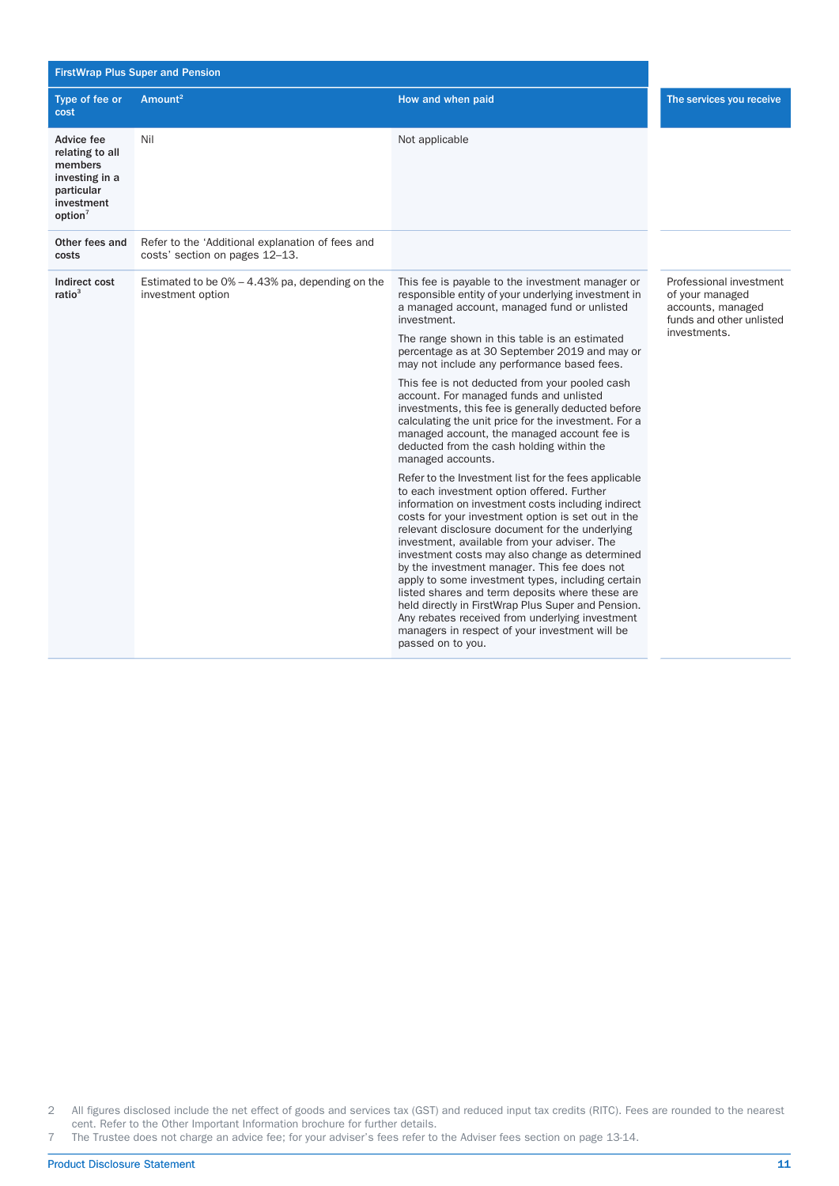| FirstWrap Plus Super and Pension | | | |
|---|---|---|---|
| **Type of fee or cost** | **Amount**[2] | **How and when paid** | **The services you receive** |
| **Advice fee relating to all members investing in a particular investment option**[7] | Nil | Not applicable | |
| **Other fees and costs** | Refer to the 'Additional explanation of fees and costs' section on pages 12–13. | | |
| **Indirect cost ratio**[3] | Estimated to be 0% – 4.43% pa, depending on the investment option | This fee is payable to the investment manager or responsible entity of your underlying investment in a managed account, managed fund or unlisted investment.<br><br>The range shown in this table is an estimated percentage as at 30 September 2019 and may or may not include any performance based fees.<br><br>This fee is not deducted from your pooled cash account. For managed funds and unlisted investments, this fee is generally deducted before calculating the unit price for the investment. For a managed account, the managed account fee is deducted from the cash holding within the managed accounts.<br><br>Refer to the Investment list for the fees applicable to each investment option offered. Further information on investment costs including indirect costs for your investment option is set out in the relevant disclosure document for the underlying investment, available from your adviser. The investment costs may also change as determined by the investment manager. This fee does not apply to some investment types, including certain listed shares and term deposits where these are held directly in FirstWrap Plus Super and Pension. Any rebates received from underlying investment managers in respect of your investment will be passed on to you. | Professional investment of your managed accounts, managed funds and other unlisted investments. |

2 All figures disclosed include the net effect of goods and services tax (GST) and reduced input tax credits (RITC). Fees are rounded to the nearest cent. Refer to the Other Important Information brochure for further details.

7 The Trustee does not charge an advice fee; for your adviser's fees refer to the Adviser fees section on page 13-14.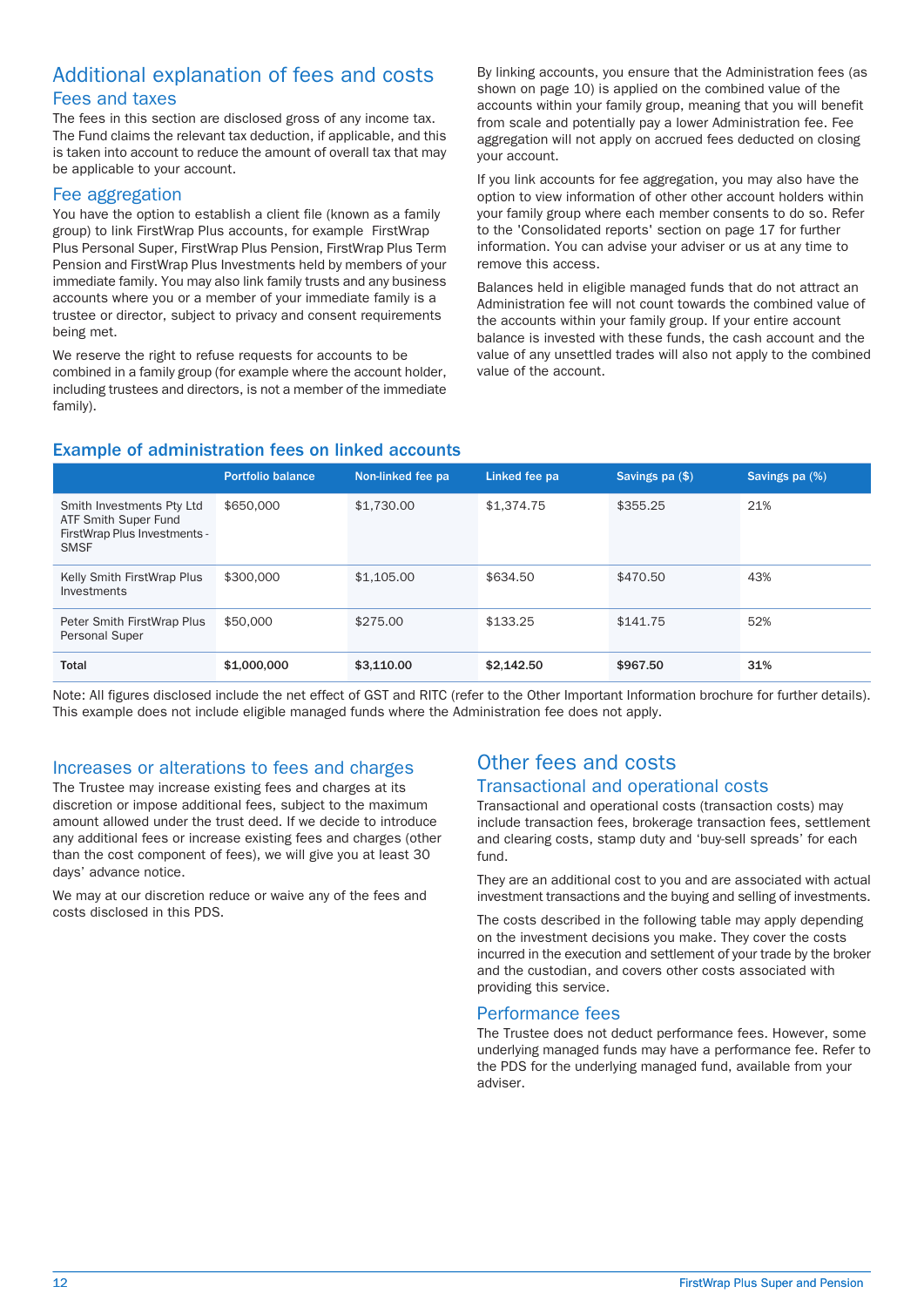# Additional explanation of fees and costs

## Fees and taxes

The fees in this section are disclosed gross of any income tax. The Fund claims the relevant tax deduction, if applicable, and this is taken into account to reduce the amount of overall tax that may be applicable to your account.

## Fee aggregation

You have the option to establish a client file (known as a family group) to link FirstWrap Plus accounts, for example FirstWrap Plus Personal Super, FirstWrap Plus Pension, FirstWrap Plus Term Pension and FirstWrap Plus Investments held by members of your immediate family. You may also link family trusts and any business accounts where you or a member of your immediate family is a trustee or director, subject to privacy and consent requirements being met.

We reserve the right to refuse requests for accounts to be combined in a family group (for example where the account holder, including trustees and directors, is not a member of the immediate family).

By linking accounts, you ensure that the Administration fees (as shown on page 10) is applied on the combined value of the accounts within your family group, meaning that you will benefit from scale and potentially pay a lower Administration fee. Fee aggregation will not apply on accrued fees deducted on closing your account.

If you link accounts for fee aggregation, you may also have the option to view information of other other account holders within your family group where each member consents to do so. Refer to the 'Consolidated reports' section on page 17 for further information. You can advise your adviser or us at any time to remove this access.

Balances held in eligible managed funds that do not attract an Administration fee will not count towards the combined value of the accounts within your family group. If your entire account balance is invested with these funds, the cash account and the value of any unsettled trades will also not apply to the combined value of the account.

### Example of administration fees on linked accounts

| | Portfolio balance | Non-linked fee pa | Linked fee pa | Savings pa ($) | Savings pa (%) |
|---|---|---|---|---|---|
| Smith Investments Pty Ltd ATF Smith Super Fund FirstWrap Plus Investments - SMSF | $650,000 | $1,730.00 | $1,374.75 | $355.25 | 21% |
| Kelly Smith FirstWrap Plus Investments | $300,000 | $1,105.00 | $634.50 | $470.50 | 43% |
| Peter Smith FirstWrap Plus Personal Super | $50,000 | $275.00 | $133.25 | $141.75 | 52% |
| **Total** | **$1,000,000** | **$3,110.00** | **$2,142.50** | **$967.50** | **31%** |

Note: All figures disclosed include the net effect of GST and RITC (refer to the Other Important Information brochure for further details). This example does not include eligible managed funds where the Administration fee does not apply.

## Increases or alterations to fees and charges

The Trustee may increase existing fees and charges at its discretion or impose additional fees, subject to the maximum amount allowed under the trust deed. If we decide to introduce any additional fees or increase existing fees and charges (other than the cost component of fees), we will give you at least 30 days' advance notice.

We may at our discretion reduce or waive any of the fees and costs disclosed in this PDS.

# Other fees and costs

## Transactional and operational costs

Transactional and operational costs (transaction costs) may include transaction fees, brokerage transaction fees, settlement and clearing costs, stamp duty and 'buy-sell spreads' for each fund.

They are an additional cost to you and are associated with actual investment transactions and the buying and selling of investments.

The costs described in the following table may apply depending on the investment decisions you make. They cover the costs incurred in the execution and settlement of your trade by the broker and the custodian, and covers other costs associated with providing this service.

## Performance fees

The Trustee does not deduct performance fees. However, some underlying managed funds may have a performance fee. Refer to the PDS for the underlying managed fund, available from your adviser.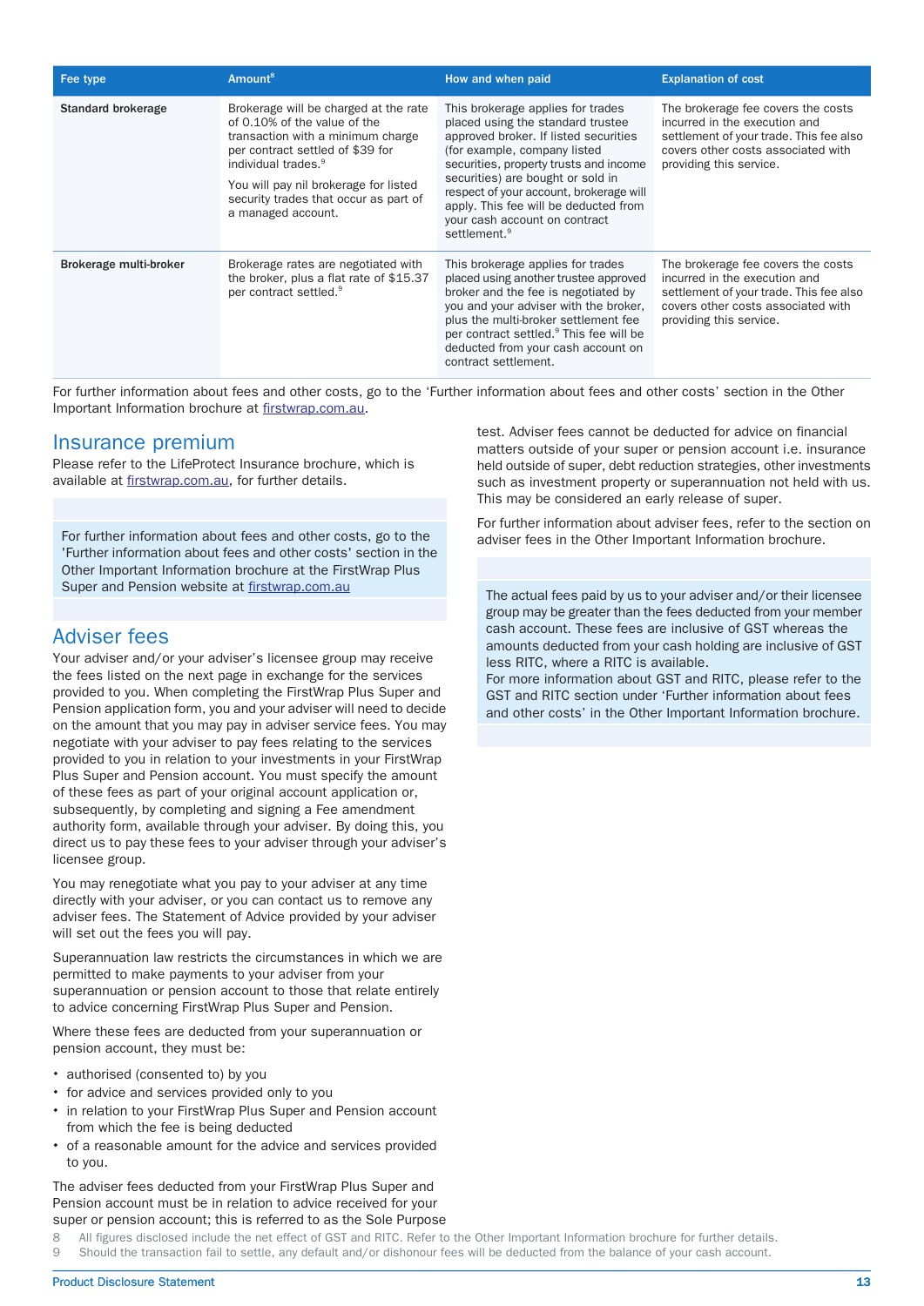| Fee type | Amount[8] | How and when paid | Explanation of cost |
|---|---|---|---|
| **Standard brokerage** | Brokerage will be charged at the rate of 0.10% of the value of the transaction with a minimum charge per contract settled of $39 for individual trades.[9] You will pay nil brokerage for listed security trades that occur as part of a managed account. | This brokerage applies for trades placed using the standard trustee approved broker. If listed securities (for example, company listed securities, property trusts and income securities) are bought or sold in respect of your account, brokerage will apply. This fee will be deducted from your cash account on contract settlement.[9] | The brokerage fee covers the costs incurred in the execution and settlement of your trade. This fee also covers other costs associated with providing this service. |
| **Brokerage multi-broker** | Brokerage rates are negotiated with the broker, plus a flat rate of $15.37 per contract settled.[9] | This brokerage applies for trades placed using another trustee approved broker and the fee is negotiated by you and your adviser with the broker, plus the multi-broker settlement fee per contract settled.[9] This fee will be deducted from your cash account on contract settlement. | The brokerage fee covers the costs incurred in the execution and settlement of your trade. This fee also covers other costs associated with providing this service. |

For further information about fees and other costs, go to the 'Further information about fees and other costs' section in the Other Important Information brochure at firstwrap.com.au.

## Insurance premium

Please refer to the LifeProtect Insurance brochure, which is available at firstwrap.com.au, for further details.

> For further information about fees and other costs, go to the 'Further information about fees and other costs' section in the Other Important Information brochure at the FirstWrap Plus Super and Pension website at firstwrap.com.au

## Adviser fees

Your adviser and/or your adviser's licensee group may receive the fees listed on the next page in exchange for the services provided to you. When completing the FirstWrap Plus Super and Pension application form, you and your adviser will need to decide on the amount that you may pay in adviser service fees. You may negotiate with your adviser to pay fees relating to the services provided to you in relation to your investments in your FirstWrap Plus Super and Pension account. You must specify the amount of these fees as part of your original account application or, subsequently, by completing and signing a Fee amendment authority form, available through your adviser. By doing this, you direct us to pay these fees to your adviser through your adviser's licensee group.

You may renegotiate what you pay to your adviser at any time directly with your adviser, or you can contact us to remove any adviser fees. The Statement of Advice provided by your adviser will set out the fees you will pay.

Superannuation law restricts the circumstances in which we are permitted to make payments to your adviser from your superannuation or pension account to those that relate entirely to advice concerning FirstWrap Plus Super and Pension.

Where these fees are deducted from your superannuation or pension account, they must be:

- authorised (consented to) by you
- for advice and services provided only to you
- in relation to your FirstWrap Plus Super and Pension account from which the fee is being deducted
- of a reasonable amount for the advice and services provided to you.

The adviser fees deducted from your FirstWrap Plus Super and Pension account must be in relation to advice received for your super or pension account; this is referred to as the Sole Purpose test. Adviser fees cannot be deducted for advice on financial matters outside of your super or pension account i.e. insurance held outside of super, debt reduction strategies, other investments such as investment property or superannuation not held with us. This may be considered an early release of super.

For further information about adviser fees, refer to the section on adviser fees in the Other Important Information brochure.

> The actual fees paid by us to your adviser and/or their licensee group may be greater than the fees deducted from your member cash account. These fees are inclusive of GST whereas the amounts deducted from your cash holding are inclusive of GST less RITC, where a RITC is available.
> For more information about GST and RITC, please refer to the GST and RITC section under 'Further information about fees and other costs' in the Other Important Information brochure.

8 All figures disclosed include the net effect of GST and RITC. Refer to the Other Important Information brochure for further details.
9 Should the transaction fail to settle, any default and/or dishonour fees will be deducted from the balance of your cash account.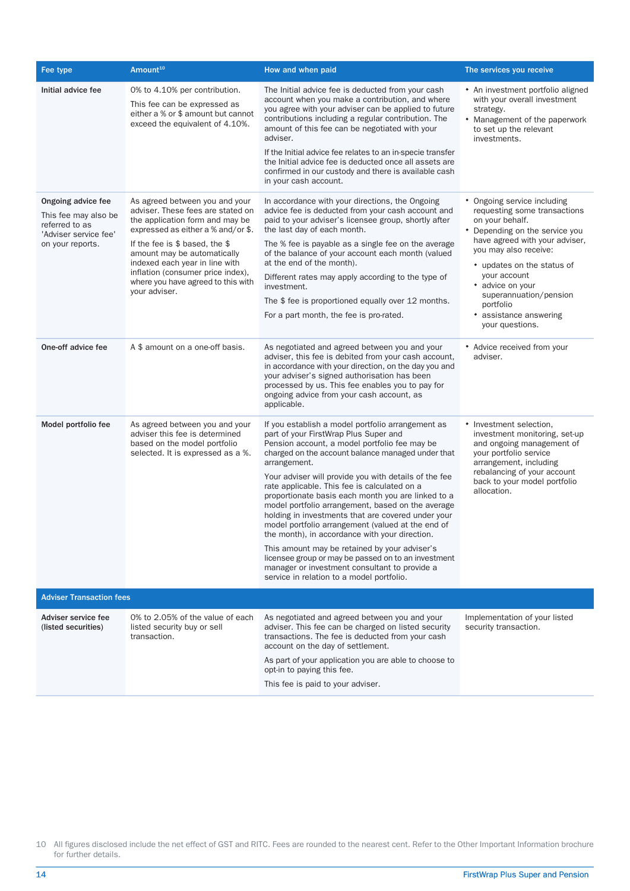| Fee type | Amount[10] | How and when paid | The services you receive |
|---|---|---|---|
| **Initial advice fee** | 0% to 4.10% per contribution.<br><br>This fee can be expressed as either a % or $ amount but cannot exceed the equivalent of 4.10%. | The Initial advice fee is deducted from your cash account when you make a contribution, and where you agree with your adviser can be applied to future contributions including a regular contribution. The amount of this fee can be negotiated with your adviser.<br><br>If the Initial advice fee relates to an in-specie transfer the Initial advice fee is deducted once all assets are confirmed in our custody and there is available cash in your cash account. | • An investment portfolio aligned with your overall investment strategy.<br>• Management of the paperwork to set up the relevant investments. |
| **Ongoing advice fee**<br><br>This fee may also be referred to as 'Adviser service fee' on your reports. | As agreed between you and your adviser. These fees are stated on the application form and may be expressed as either a % and/or $.<br><br>If the fee is $ based, the $ amount may be automatically indexed each year in line with inflation (consumer price index), where you have agreed to this with your adviser. | In accordance with your directions, the Ongoing advice fee is deducted from your cash account and paid to your adviser's licensee group, shortly after the last day of each month.<br><br>The % fee is payable as a single fee on the average of the balance of your account each month (valued at the end of the month).<br><br>Different rates may apply according to the type of investment.<br><br>The $ fee is proportioned equally over 12 months.<br><br>For a part month, the fee is pro-rated. | • Ongoing service including requesting some transactions on your behalf.<br>• Depending on the service you have agreed with your adviser, you may also receive:<br>&nbsp;&nbsp;• updates on the status of your account<br>&nbsp;&nbsp;• advice on your superannuation/pension portfolio<br>&nbsp;&nbsp;• assistance answering your questions. |
| **One-off advice fee** | A $ amount on a one-off basis. | As negotiated and agreed between you and your adviser, this fee is debited from your cash account, in accordance with your direction, on the day you and your adviser's signed authorisation has been processed by us. This fee enables you to pay for ongoing advice from your cash account, as applicable. | • Advice received from your adviser. |
| **Model portfolio fee** | As agreed between you and your adviser this fee is determined based on the model portfolio selected. It is expressed as a %. | If you establish a model portfolio arrangement as part of your FirstWrap Plus Super and Pension account, a model portfolio fee may be charged on the account balance managed under that arrangement.<br><br>Your adviser will provide you with details of the fee rate applicable. This fee is calculated on a proportionate basis each month you are linked to a model portfolio arrangement, based on the average holding in investments that are covered under your model portfolio arrangement (valued at the end of the month), in accordance with your direction.<br><br>This amount may be retained by your adviser's licensee group or may be passed on to an investment manager or investment consultant to provide a service in relation to a model portfolio. | • Investment selection, investment monitoring, set-up and ongoing management of your portfolio service arrangement, including rebalancing of your account back to your model portfolio allocation. |
| **Adviser Transaction fees** | | | |
| **Adviser service fee (listed securities)** | 0% to 2.05% of the value of each listed security buy or sell transaction. | As negotiated and agreed between you and your adviser. This fee can be charged on listed security transactions. The fee is deducted from your cash account on the day of settlement.<br><br>As part of your application you are able to choose to opt-in to paying this fee.<br><br>This fee is paid to your adviser. | Implementation of your listed security transaction. |

10 All figures disclosed include the net effect of GST and RITC. Fees are rounded to the nearest cent. Refer to the Other Important Information brochure for further details.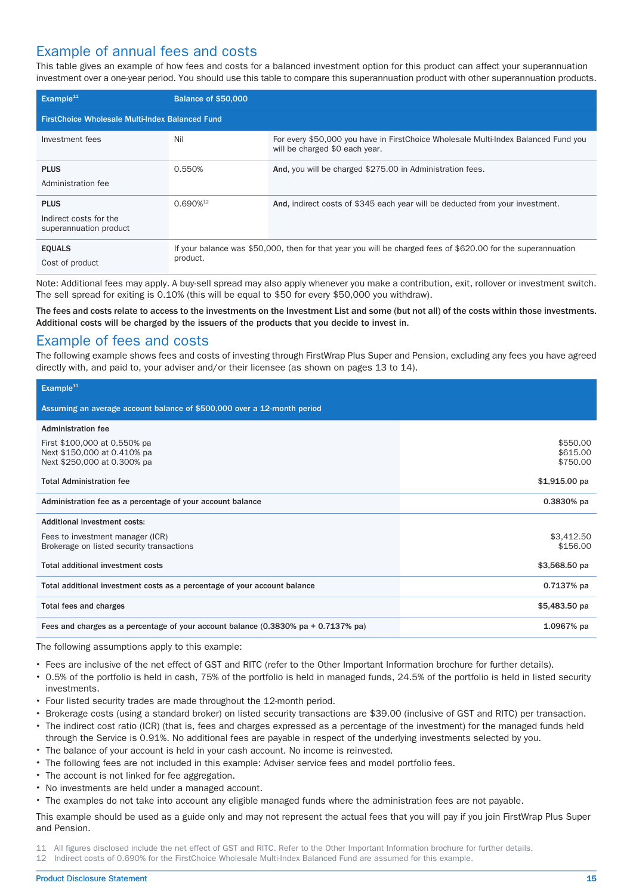## Example of annual fees and costs

This table gives an example of how fees and costs for a balanced investment option for this product can affect your superannuation investment over a one-year period. You should use this table to compare this superannuation product with other superannuation products.

| Example[11] | Balance of $50,000 | |
|---|---|---|
| **FirstChoice Wholesale Multi-Index Balanced Fund** | | |
| Investment fees | Nil | For every $50,000 you have in FirstChoice Wholesale Multi-Index Balanced Fund you will be charged $0 each year. |
| **PLUS** Administration fee | 0.550% | **And,** you will be charged $275.00 in Administration fees. |
| **PLUS** Indirect costs for the superannuation product | 0.690%[12] | **And,** indirect costs of $345 each year will be deducted from your investment. |
| **EQUALS** Cost of product | If your balance was $50,000, then for that year you will be charged fees of $620.00 for the superannuation product. | |

Note: Additional fees may apply. A buy-sell spread may also apply whenever you make a contribution, exit, rollover or investment switch. The sell spread for exiting is 0.10% (this will be equal to $50 for every $50,000 you withdraw).

**The fees and costs relate to access to the investments on the Investment List and some (but not all) of the costs within those investments. Additional costs will be charged by the issuers of the products that you decide to invest in.**

## Example of fees and costs

The following example shows fees and costs of investing through FirstWrap Plus Super and Pension, excluding any fees you have agreed directly with, and paid to, your adviser and/or their licensee (as shown on pages 13 to 14).

| Example[11] | |
|---|---|
| **Assuming an average account balance of $500,000 over a 12-month period** | |
| **Administration fee** | |
| First $100,000 at 0.550% pa | $550.00 |
| Next $150,000 at 0.410% pa | $615.00 |
| Next $250,000 at 0.300% pa | $750.00 |
| **Total Administration fee** | **$1,915.00 pa** |
| **Administration fee as a percentage of your account balance** | **0.3830% pa** |
| **Additional investment costs:** | |
| Fees to investment manager (ICR) | $3,412.50 |
| Brokerage on listed security transactions | $156.00 |
| **Total additional investment costs** | **$3,568.50 pa** |
| **Total additional investment costs as a percentage of your account balance** | **0.7137% pa** |
| **Total fees and charges** | **$5,483.50 pa** |
| **Fees and charges as a percentage of your account balance (0.3830% pa + 0.7137% pa)** | **1.0967% pa** |

The following assumptions apply to this example:

- Fees are inclusive of the net effect of GST and RITC (refer to the Other Important Information brochure for further details).
- 0.5% of the portfolio is held in cash, 75% of the portfolio is held in managed funds, 24.5% of the portfolio is held in listed security investments.
- Four listed security trades are made throughout the 12-month period.
- Brokerage costs (using a standard broker) on listed security transactions are $39.00 (inclusive of GST and RITC) per transaction.
- The indirect cost ratio (ICR) (that is, fees and charges expressed as a percentage of the investment) for the managed funds held through the Service is 0.91%. No additional fees are payable in respect of the underlying investments selected by you.
- The balance of your account is held in your cash account. No income is reinvested.
- The following fees are not included in this example: Adviser service fees and model portfolio fees.
- The account is not linked for fee aggregation.
- No investments are held under a managed account.
- The examples do not take into account any eligible managed funds where the administration fees are not payable.

This example should be used as a guide only and may not represent the actual fees that you will pay if you join FirstWrap Plus Super and Pension.

11 All figures disclosed include the net effect of GST and RITC. Refer to the Other Important Information brochure for further details.
12 Indirect costs of 0.690% for the FirstChoice Wholesale Multi-Index Balanced Fund are assumed for this example.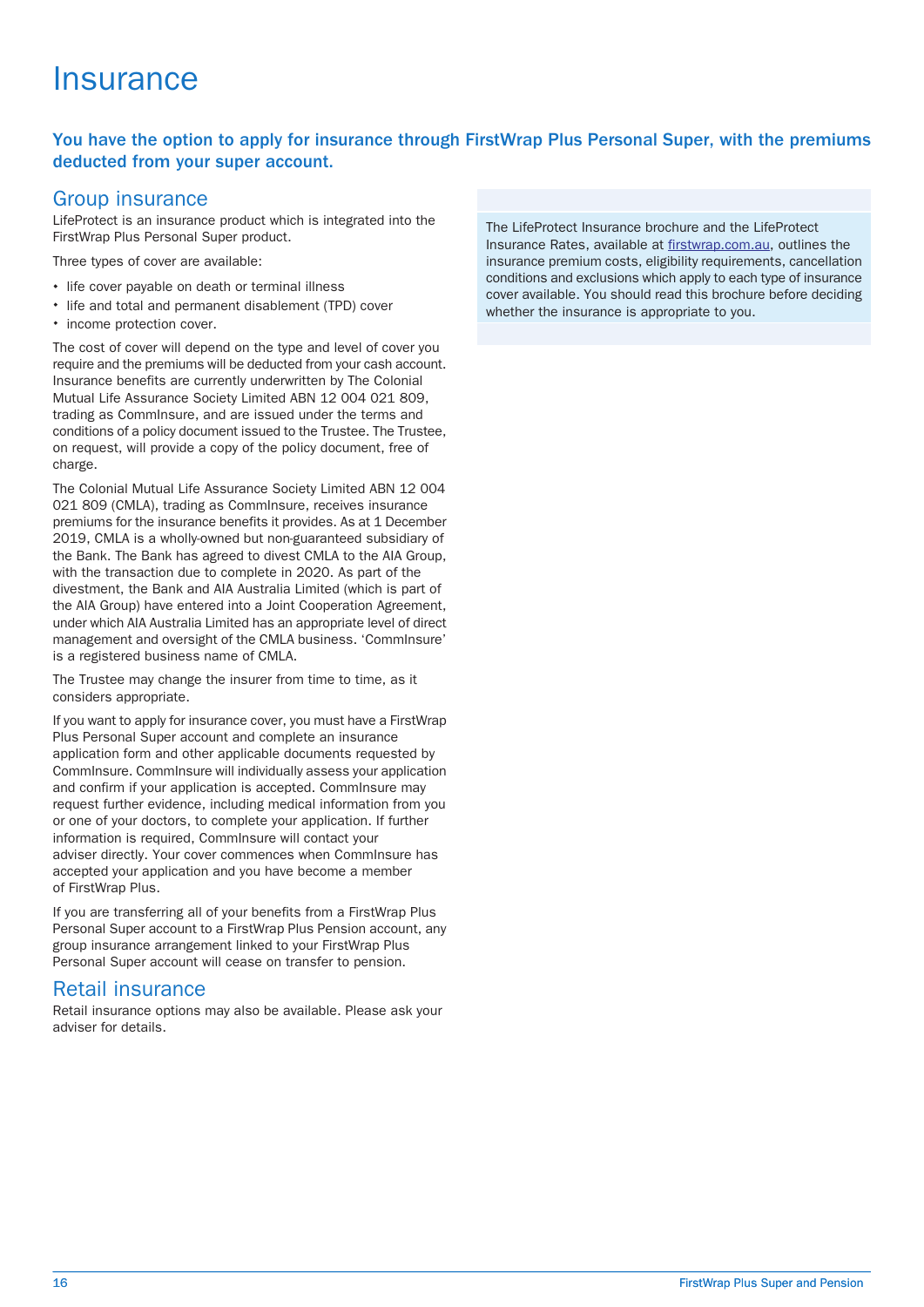# Insurance

**You have the option to apply for insurance through FirstWrap Plus Personal Super, with the premiums deducted from your super account.**

## Group insurance

LifeProtect is an insurance product which is integrated into the FirstWrap Plus Personal Super product.

Three types of cover are available:

- life cover payable on death or terminal illness
- life and total and permanent disablement (TPD) cover
- income protection cover.

The cost of cover will depend on the type and level of cover you require and the premiums will be deducted from your cash account. Insurance benefits are currently underwritten by The Colonial Mutual Life Assurance Society Limited ABN 12 004 021 809, trading as CommInsure, and are issued under the terms and conditions of a policy document issued to the Trustee. The Trustee, on request, will provide a copy of the policy document, free of charge.

The Colonial Mutual Life Assurance Society Limited ABN 12 004 021 809 (CMLA), trading as CommInsure, receives insurance premiums for the insurance benefits it provides. As at 1 December 2019, CMLA is a wholly-owned but non-guaranteed subsidiary of the Bank. The Bank has agreed to divest CMLA to the AIA Group, with the transaction due to complete in 2020. As part of the divestment, the Bank and AIA Australia Limited (which is part of the AIA Group) have entered into a Joint Cooperation Agreement, under which AIA Australia Limited has an appropriate level of direct management and oversight of the CMLA business. 'CommInsure' is a registered business name of CMLA.

The Trustee may change the insurer from time to time, as it considers appropriate.

If you want to apply for insurance cover, you must have a FirstWrap Plus Personal Super account and complete an insurance application form and other applicable documents requested by CommInsure. CommInsure will individually assess your application and confirm if your application is accepted. CommInsure may request further evidence, including medical information from you or one of your doctors, to complete your application. If further information is required, CommInsure will contact your adviser directly. Your cover commences when CommInsure has accepted your application and you have become a member of FirstWrap Plus.

If you are transferring all of your benefits from a FirstWrap Plus Personal Super account to a FirstWrap Plus Pension account, any group insurance arrangement linked to your FirstWrap Plus Personal Super account will cease on transfer to pension.

## Retail insurance

Retail insurance options may also be available. Please ask your adviser for details.

The LifeProtect Insurance brochure and the LifeProtect Insurance Rates, available at firstwrap.com.au, outlines the insurance premium costs, eligibility requirements, cancellation conditions and exclusions which apply to each type of insurance cover available. You should read this brochure before deciding whether the insurance is appropriate to you.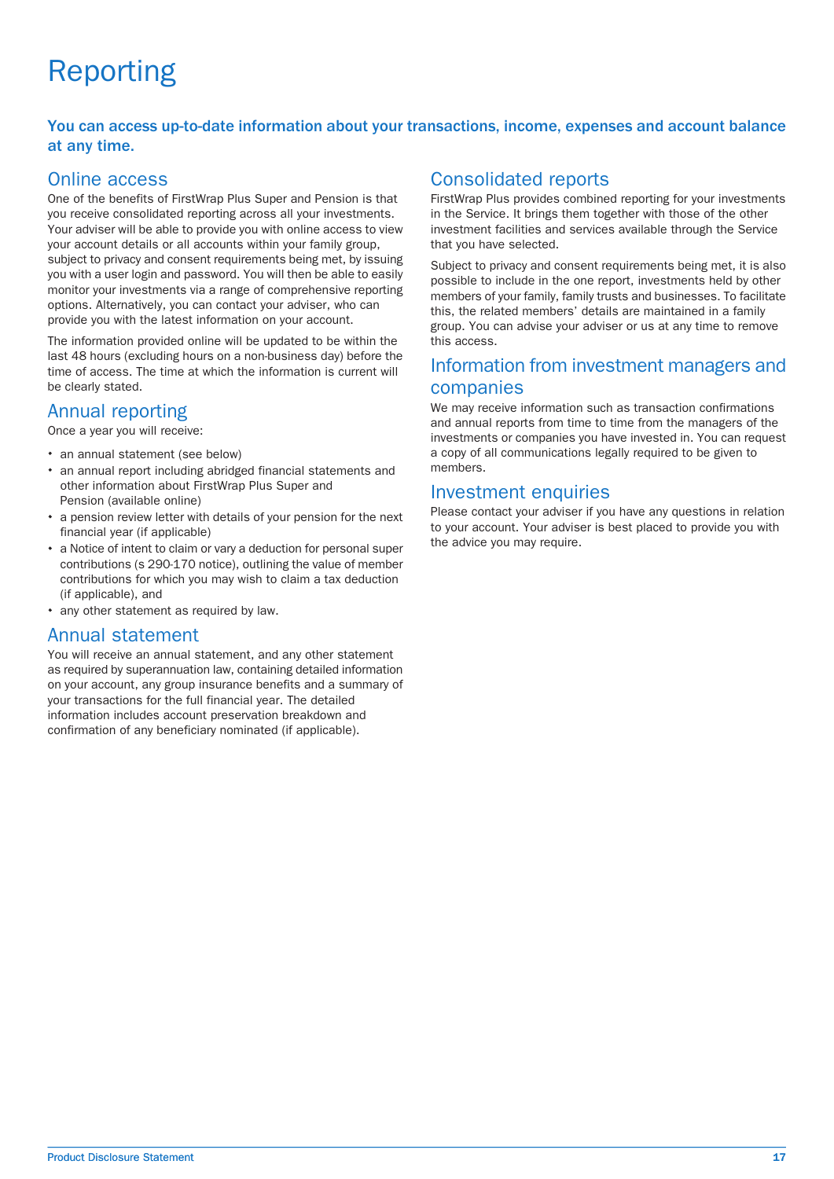# Reporting

**You can access up-to-date information about your transactions, income, expenses and account balance at any time.**

## Online access

One of the benefits of FirstWrap Plus Super and Pension is that you receive consolidated reporting across all your investments. Your adviser will be able to provide you with online access to view your account details or all accounts within your family group, subject to privacy and consent requirements being met, by issuing you with a user login and password. You will then be able to easily monitor your investments via a range of comprehensive reporting options. Alternatively, you can contact your adviser, who can provide you with the latest information on your account.

The information provided online will be updated to be within the last 48 hours (excluding hours on a non-business day) before the time of access. The time at which the information is current will be clearly stated.

## Annual reporting

Once a year you will receive:

- an annual statement (see below)
- an annual report including abridged financial statements and other information about FirstWrap Plus Super and Pension (available online)
- a pension review letter with details of your pension for the next financial year (if applicable)
- a Notice of intent to claim or vary a deduction for personal super contributions (s 290-170 notice), outlining the value of member contributions for which you may wish to claim a tax deduction (if applicable), and
- any other statement as required by law.

## Annual statement

You will receive an annual statement, and any other statement as required by superannuation law, containing detailed information on your account, any group insurance benefits and a summary of your transactions for the full financial year. The detailed information includes account preservation breakdown and confirmation of any beneficiary nominated (if applicable).

## Consolidated reports

FirstWrap Plus provides combined reporting for your investments in the Service. It brings them together with those of the other investment facilities and services available through the Service that you have selected.

Subject to privacy and consent requirements being met, it is also possible to include in the one report, investments held by other members of your family, family trusts and businesses. To facilitate this, the related members' details are maintained in a family group. You can advise your adviser or us at any time to remove this access.

## Information from investment managers and companies

We may receive information such as transaction confirmations and annual reports from time to time from the managers of the investments or companies you have invested in. You can request a copy of all communications legally required to be given to members.

## Investment enquiries

Please contact your adviser if you have any questions in relation to your account. Your adviser is best placed to provide you with the advice you may require.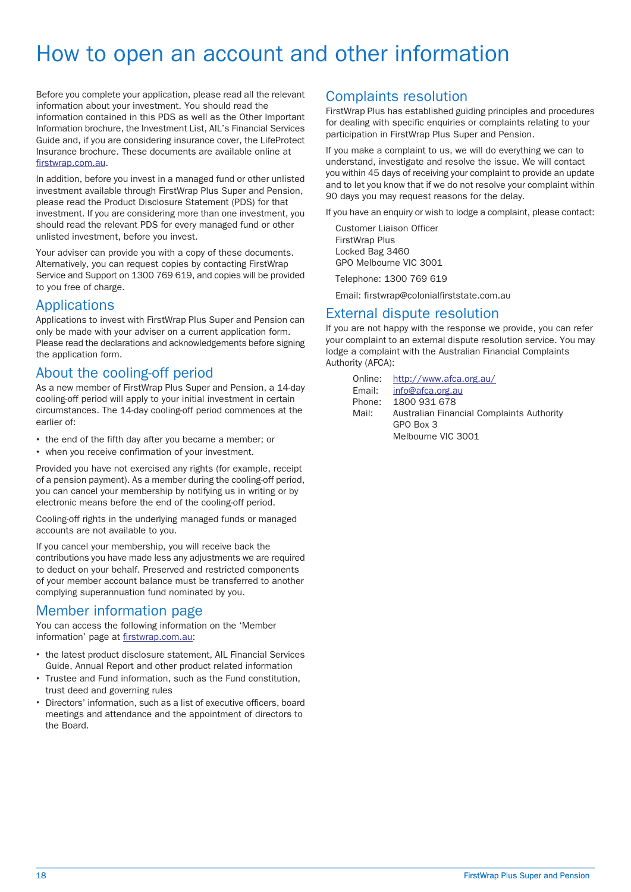# How to open an account and other information

Before you complete your application, please read all the relevant information about your investment. You should read the information contained in this PDS as well as the Other Important Information brochure, the Investment List, AIL's Financial Services Guide and, if you are considering insurance cover, the LifeProtect Insurance brochure. These documents are available online at firstwrap.com.au.

In addition, before you invest in a managed fund or other unlisted investment available through FirstWrap Plus Super and Pension, please read the Product Disclosure Statement (PDS) for that investment. If you are considering more than one investment, you should read the relevant PDS for every managed fund or other unlisted investment, before you invest.

Your adviser can provide you with a copy of these documents. Alternatively, you can request copies by contacting FirstWrap Service and Support on 1300 769 619, and copies will be provided to you free of charge.

## Applications

Applications to invest with FirstWrap Plus Super and Pension can only be made with your adviser on a current application form. Please read the declarations and acknowledgements before signing the application form.

## About the cooling-off period

As a new member of FirstWrap Plus Super and Pension, a 14-day cooling-off period will apply to your initial investment in certain circumstances. The 14-day cooling-off period commences at the earlier of:

- the end of the fifth day after you became a member; or
- when you receive confirmation of your investment.

Provided you have not exercised any rights (for example, receipt of a pension payment). As a member during the cooling-off period, you can cancel your membership by notifying us in writing or by electronic means before the end of the cooling-off period.

Cooling-off rights in the underlying managed funds or managed accounts are not available to you.

If you cancel your membership, you will receive back the contributions you have made less any adjustments we are required to deduct on your behalf. Preserved and restricted components of your member account balance must be transferred to another complying superannuation fund nominated by you.

## Member information page

You can access the following information on the 'Member information' page at firstwrap.com.au:

- the latest product disclosure statement, AIL Financial Services Guide, Annual Report and other product related information
- Trustee and Fund information, such as the Fund constitution, trust deed and governing rules
- Directors' information, such as a list of executive officers, board meetings and attendance and the appointment of directors to the Board.

## Complaints resolution

FirstWrap Plus has established guiding principles and procedures for dealing with specific enquiries or complaints relating to your participation in FirstWrap Plus Super and Pension.

If you make a complaint to us, we will do everything we can to understand, investigate and resolve the issue. We will contact you within 45 days of receiving your complaint to provide an update and to let you know that if we do not resolve your complaint within 90 days you may request reasons for the delay.

If you have an enquiry or wish to lodge a complaint, please contact:

Customer Liaison Officer
FirstWrap Plus
Locked Bag 3460
GPO Melbourne VIC 3001

Telephone: 1300 769 619

Email: firstwrap@colonialfirststate.com.au

## External dispute resolution

If you are not happy with the response we provide, you can refer your complaint to an external dispute resolution service. You may lodge a complaint with the Australian Financial Complaints Authority (AFCA):

Online: http://www.afca.org.au/
Email: info@afca.org.au
Phone: 1800 931 678
Mail: Australian Financial Complaints Authority
GPO Box 3
Melbourne VIC 3001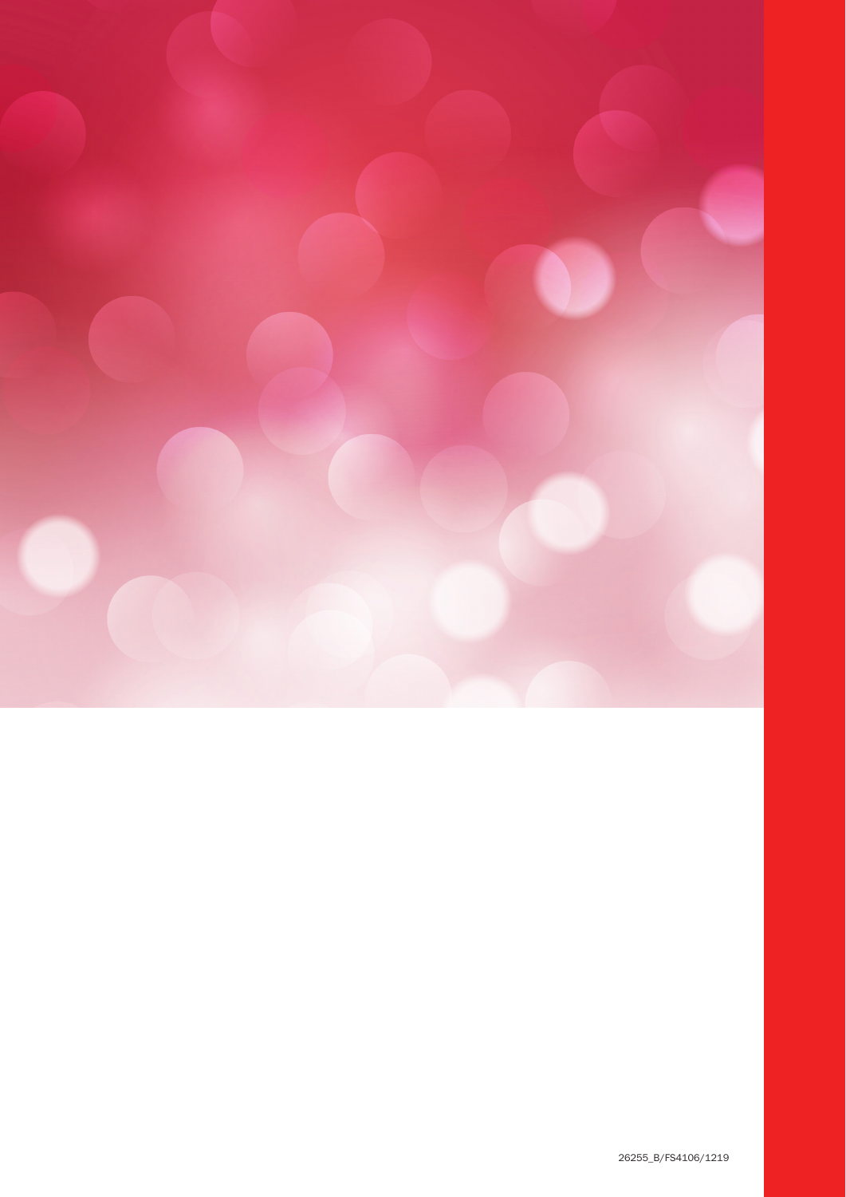26255_B/FS4106/1219